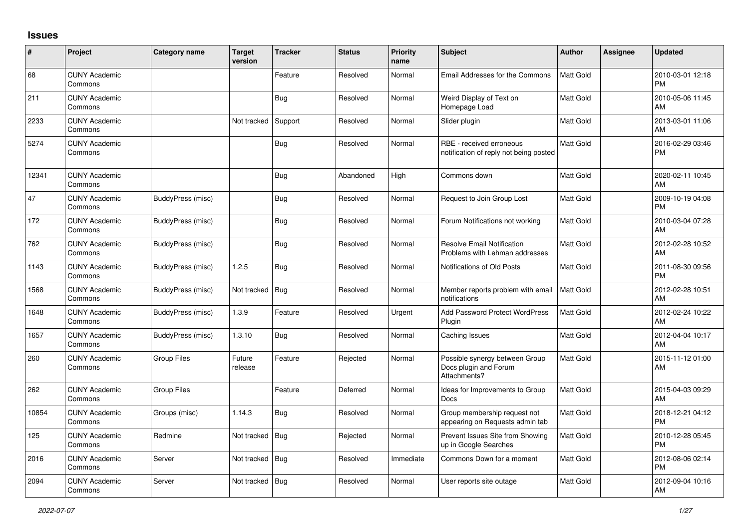## Issues

| # | Project | Category name | Target version | Tracker | Status | Priority name | Subject | Author | Assignee | Updated |
|---|---|---|---|---|---|---|---|---|---|---|
| 68 | CUNY Academic Commons | | | Feature | Resolved | Normal | Email Addresses for the Commons | Matt Gold | | 2010-03-01 12:18 PM |
| 211 | CUNY Academic Commons | | | Bug | Resolved | Normal | Weird Display of Text on Homepage Load | Matt Gold | | 2010-05-06 11:45 AM |
| 2233 | CUNY Academic Commons | | Not tracked | Support | Resolved | Normal | Slider plugin | Matt Gold | | 2013-03-01 11:06 AM |
| 5274 | CUNY Academic Commons | | | Bug | Resolved | Normal | RBE - received erroneous notification of reply not being posted | Matt Gold | | 2016-02-29 03:46 PM |
| 12341 | CUNY Academic Commons | | | Bug | Abandoned | High | Commons down | Matt Gold | | 2020-02-11 10:45 AM |
| 47 | CUNY Academic Commons | BuddyPress (misc) | | Bug | Resolved | Normal | Request to Join Group Lost | Matt Gold | | 2009-10-19 04:08 PM |
| 172 | CUNY Academic Commons | BuddyPress (misc) | | Bug | Resolved | Normal | Forum Notifications not working | Matt Gold | | 2010-03-04 07:28 AM |
| 762 | CUNY Academic Commons | BuddyPress (misc) | | Bug | Resolved | Normal | Resolve Email Notification Problems with Lehman addresses | Matt Gold | | 2012-02-28 10:52 AM |
| 1143 | CUNY Academic Commons | BuddyPress (misc) | 1.2.5 | Bug | Resolved | Normal | Notifications of Old Posts | Matt Gold | | 2011-08-30 09:56 PM |
| 1568 | CUNY Academic Commons | BuddyPress (misc) | Not tracked | Bug | Resolved | Normal | Member reports problem with email notifications | Matt Gold | | 2012-02-28 10:51 AM |
| 1648 | CUNY Academic Commons | BuddyPress (misc) | 1.3.9 | Feature | Resolved | Urgent | Add Password Protect WordPress Plugin | Matt Gold | | 2012-02-24 10:22 AM |
| 1657 | CUNY Academic Commons | BuddyPress (misc) | 1.3.10 | Bug | Resolved | Normal | Caching Issues | Matt Gold | | 2012-04-04 10:17 AM |
| 260 | CUNY Academic Commons | Group Files | Future release | Feature | Rejected | Normal | Possible synergy between Group Docs plugin and Forum Attachments? | Matt Gold | | 2015-11-12 01:00 AM |
| 262 | CUNY Academic Commons | Group Files | | Feature | Deferred | Normal | Ideas for Improvements to Group Docs | Matt Gold | | 2015-04-03 09:29 AM |
| 10854 | CUNY Academic Commons | Groups (misc) | 1.14.3 | Bug | Resolved | Normal | Group membership request not appearing on Requests admin tab | Matt Gold | | 2018-12-21 04:12 PM |
| 125 | CUNY Academic Commons | Redmine | Not tracked | Bug | Rejected | Normal | Prevent Issues Site from Showing up in Google Searches | Matt Gold | | 2010-12-28 05:45 PM |
| 2016 | CUNY Academic Commons | Server | Not tracked | Bug | Resolved | Immediate | Commons Down for a moment | Matt Gold | | 2012-08-06 02:14 PM |
| 2094 | CUNY Academic Commons | Server | Not tracked | Bug | Resolved | Normal | User reports site outage | Matt Gold | | 2012-09-04 10:16 AM |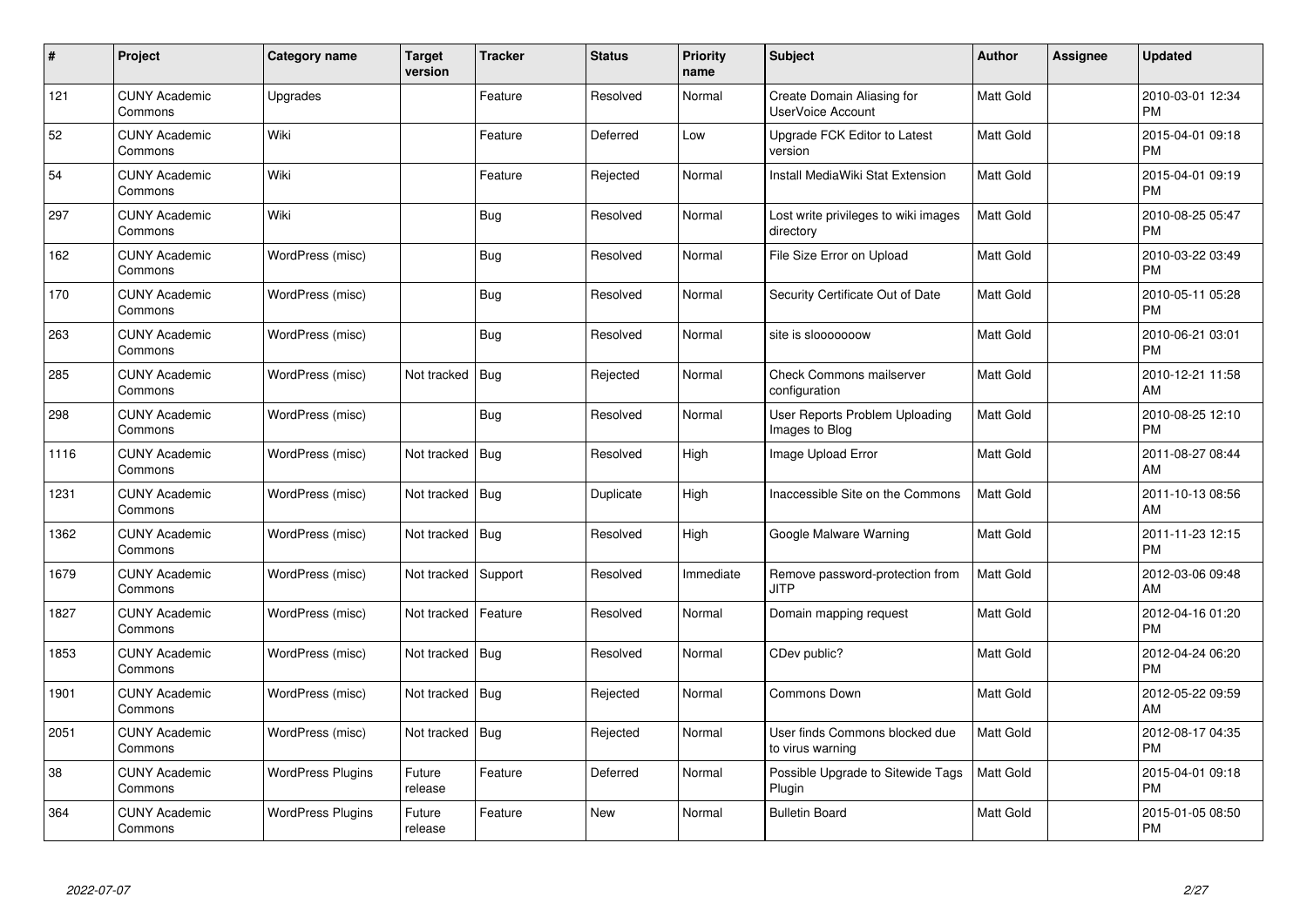| # | Project | Category name | Target version | Tracker | Status | Priority name | Subject | Author | Assignee | Updated |
|---|---|---|---|---|---|---|---|---|---|---|
| 121 | CUNY Academic Commons | Upgrades | | Feature | Resolved | Normal | Create Domain Aliasing for UserVoice Account | Matt Gold | | 2010-03-01 12:34 PM |
| 52 | CUNY Academic Commons | Wiki | | Feature | Deferred | Low | Upgrade FCK Editor to Latest version | Matt Gold | | 2015-04-01 09:18 PM |
| 54 | CUNY Academic Commons | Wiki | | Feature | Rejected | Normal | Install MediaWiki Stat Extension | Matt Gold | | 2015-04-01 09:19 PM |
| 297 | CUNY Academic Commons | Wiki | | Bug | Resolved | Normal | Lost write privileges to wiki images directory | Matt Gold | | 2010-08-25 05:47 PM |
| 162 | CUNY Academic Commons | WordPress (misc) | | Bug | Resolved | Normal | File Size Error on Upload | Matt Gold | | 2010-03-22 03:49 PM |
| 170 | CUNY Academic Commons | WordPress (misc) | | Bug | Resolved | Normal | Security Certificate Out of Date | Matt Gold | | 2010-05-11 05:28 PM |
| 263 | CUNY Academic Commons | WordPress (misc) | | Bug | Resolved | Normal | site is slooooooow | Matt Gold | | 2010-06-21 03:01 PM |
| 285 | CUNY Academic Commons | WordPress (misc) | Not tracked | Bug | Rejected | Normal | Check Commons mailserver configuration | Matt Gold | | 2010-12-21 11:58 AM |
| 298 | CUNY Academic Commons | WordPress (misc) | | Bug | Resolved | Normal | User Reports Problem Uploading Images to Blog | Matt Gold | | 2010-08-25 12:10 PM |
| 1116 | CUNY Academic Commons | WordPress (misc) | Not tracked | Bug | Resolved | High | Image Upload Error | Matt Gold | | 2011-08-27 08:44 AM |
| 1231 | CUNY Academic Commons | WordPress (misc) | Not tracked | Bug | Duplicate | High | Inaccessible Site on the Commons | Matt Gold | | 2011-10-13 08:56 AM |
| 1362 | CUNY Academic Commons | WordPress (misc) | Not tracked | Bug | Resolved | High | Google Malware Warning | Matt Gold | | 2011-11-23 12:15 PM |
| 1679 | CUNY Academic Commons | WordPress (misc) | Not tracked | Support | Resolved | Immediate | Remove password-protection from JITP | Matt Gold | | 2012-03-06 09:48 AM |
| 1827 | CUNY Academic Commons | WordPress (misc) | Not tracked | Feature | Resolved | Normal | Domain mapping request | Matt Gold | | 2012-04-16 01:20 PM |
| 1853 | CUNY Academic Commons | WordPress (misc) | Not tracked | Bug | Resolved | Normal | CDev public? | Matt Gold | | 2012-04-24 06:20 PM |
| 1901 | CUNY Academic Commons | WordPress (misc) | Not tracked | Bug | Rejected | Normal | Commons Down | Matt Gold | | 2012-05-22 09:59 AM |
| 2051 | CUNY Academic Commons | WordPress (misc) | Not tracked | Bug | Rejected | Normal | User finds Commons blocked due to virus warning | Matt Gold | | 2012-08-17 04:35 PM |
| 38 | CUNY Academic Commons | WordPress Plugins | Future release | Feature | Deferred | Normal | Possible Upgrade to Sitewide Tags Plugin | Matt Gold | | 2015-04-01 09:18 PM |
| 364 | CUNY Academic Commons | WordPress Plugins | Future release | Feature | New | Normal | Bulletin Board | Matt Gold | | 2015-01-05 08:50 PM |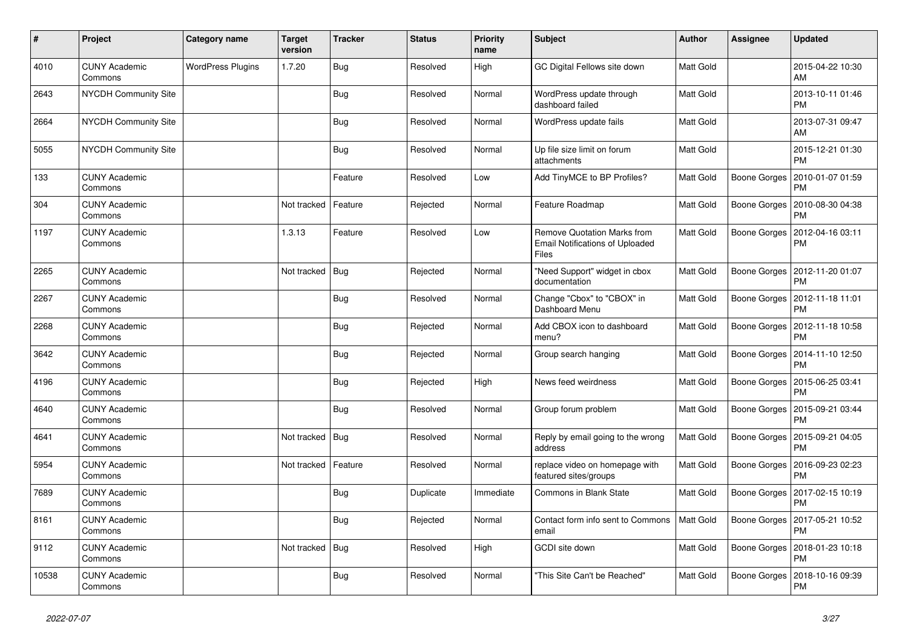| # | Project | Category name | Target version | Tracker | Status | Priority name | Subject | Author | Assignee | Updated |
|---|---|---|---|---|---|---|---|---|---|---|
| 4010 | CUNY Academic Commons | WordPress Plugins | 1.7.20 | Bug | Resolved | High | GC Digital Fellows site down | Matt Gold | | 2015-04-22 10:30 AM |
| 2643 | NYCDH Community Site | | | Bug | Resolved | Normal | WordPress update through dashboard failed | Matt Gold | | 2013-10-11 01:46 PM |
| 2664 | NYCDH Community Site | | | Bug | Resolved | Normal | WordPress update fails | Matt Gold | | 2013-07-31 09:47 AM |
| 5055 | NYCDH Community Site | | | Bug | Resolved | Normal | Up file size limit on forum attachments | Matt Gold | | 2015-12-21 01:30 PM |
| 133 | CUNY Academic Commons | | | Feature | Resolved | Low | Add TinyMCE to BP Profiles? | Matt Gold | Boone Gorges | 2010-01-07 01:59 PM |
| 304 | CUNY Academic Commons | | Not tracked | Feature | Rejected | Normal | Feature Roadmap | Matt Gold | Boone Gorges | 2010-08-30 04:38 PM |
| 1197 | CUNY Academic Commons | | 1.3.13 | Feature | Resolved | Low | Remove Quotation Marks from Email Notifications of Uploaded Files | Matt Gold | Boone Gorges | 2012-04-16 03:11 PM |
| 2265 | CUNY Academic Commons | | Not tracked | Bug | Rejected | Normal | "Need Support" widget in cbox documentation | Matt Gold | Boone Gorges | 2012-11-20 01:07 PM |
| 2267 | CUNY Academic Commons | | | Bug | Resolved | Normal | Change "Cbox" to "CBOX" in Dashboard Menu | Matt Gold | Boone Gorges | 2012-11-18 11:01 PM |
| 2268 | CUNY Academic Commons | | | Bug | Rejected | Normal | Add CBOX icon to dashboard menu? | Matt Gold | Boone Gorges | 2012-11-18 10:58 PM |
| 3642 | CUNY Academic Commons | | | Bug | Rejected | Normal | Group search hanging | Matt Gold | Boone Gorges | 2014-11-10 12:50 PM |
| 4196 | CUNY Academic Commons | | | Bug | Rejected | High | News feed weirdness | Matt Gold | Boone Gorges | 2015-06-25 03:41 PM |
| 4640 | CUNY Academic Commons | | | Bug | Resolved | Normal | Group forum problem | Matt Gold | Boone Gorges | 2015-09-21 03:44 PM |
| 4641 | CUNY Academic Commons | | Not tracked | Bug | Resolved | Normal | Reply by email going to the wrong address | Matt Gold | Boone Gorges | 2015-09-21 04:05 PM |
| 5954 | CUNY Academic Commons | | Not tracked | Feature | Resolved | Normal | replace video on homepage with featured sites/groups | Matt Gold | Boone Gorges | 2016-09-23 02:23 PM |
| 7689 | CUNY Academic Commons | | | Bug | Duplicate | Immediate | Commons in Blank State | Matt Gold | Boone Gorges | 2017-02-15 10:19 PM |
| 8161 | CUNY Academic Commons | | | Bug | Rejected | Normal | Contact form info sent to Commons email | Matt Gold | Boone Gorges | 2017-05-21 10:52 PM |
| 9112 | CUNY Academic Commons | | Not tracked | Bug | Resolved | High | GCDI site down | Matt Gold | Boone Gorges | 2018-01-23 10:18 PM |
| 10538 | CUNY Academic Commons | | | Bug | Resolved | Normal | "This Site Can't be Reached" | Matt Gold | Boone Gorges | 2018-10-16 09:39 PM |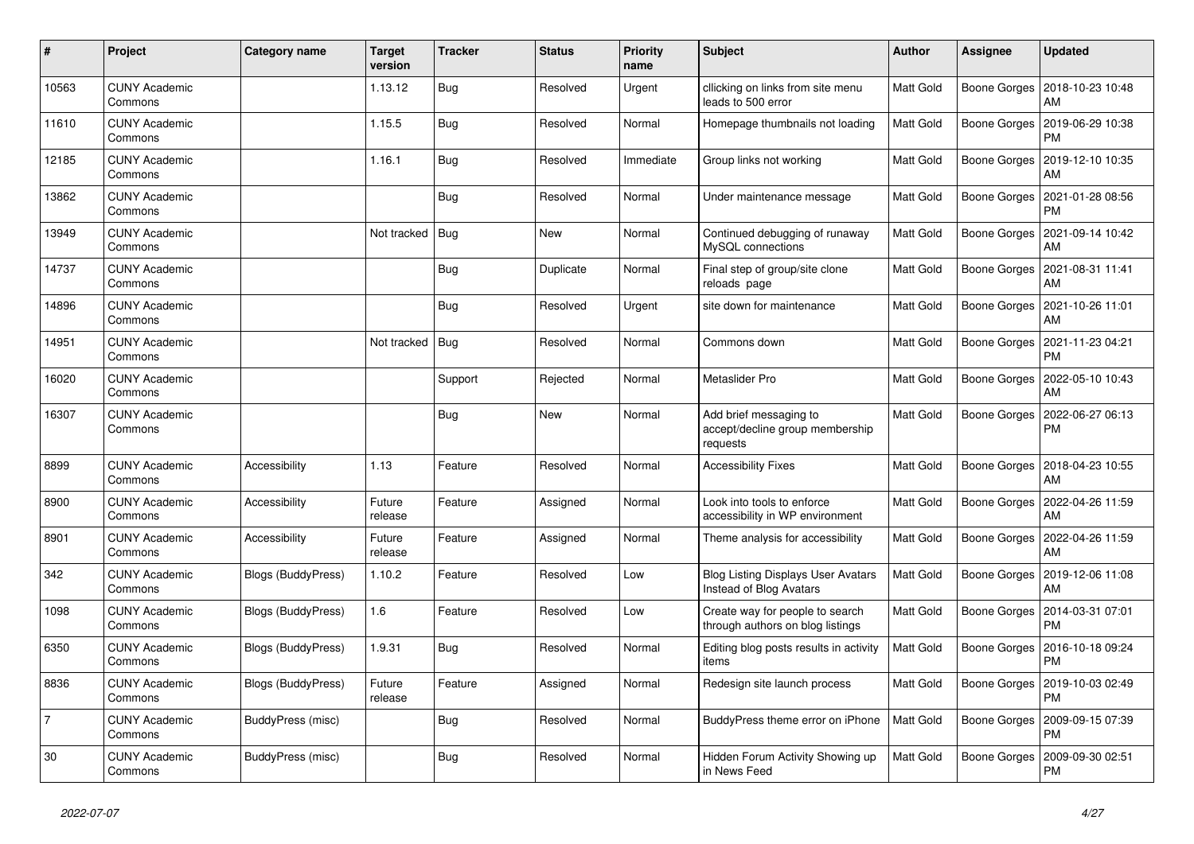| # | Project | Category name | Target version | Tracker | Status | Priority name | Subject | Author | Assignee | Updated |
|---|---|---|---|---|---|---|---|---|---|---|
| 10563 | CUNY Academic Commons | | 1.13.12 | Bug | Resolved | Urgent | cllicking on links from site menu leads to 500 error | Matt Gold | Boone Gorges | 2018-10-23 10:48 AM |
| 11610 | CUNY Academic Commons | | 1.15.5 | Bug | Resolved | Normal | Homepage thumbnails not loading | Matt Gold | Boone Gorges | 2019-06-29 10:38 PM |
| 12185 | CUNY Academic Commons | | 1.16.1 | Bug | Resolved | Immediate | Group links not working | Matt Gold | Boone Gorges | 2019-12-10 10:35 AM |
| 13862 | CUNY Academic Commons | | | Bug | Resolved | Normal | Under maintenance message | Matt Gold | Boone Gorges | 2021-01-28 08:56 PM |
| 13949 | CUNY Academic Commons | | Not tracked | Bug | New | Normal | Continued debugging of runaway MySQL connections | Matt Gold | Boone Gorges | 2021-09-14 10:42 AM |
| 14737 | CUNY Academic Commons | | | Bug | Duplicate | Normal | Final step of group/site clone reloads page | Matt Gold | Boone Gorges | 2021-08-31 11:41 AM |
| 14896 | CUNY Academic Commons | | | Bug | Resolved | Urgent | site down for maintenance | Matt Gold | Boone Gorges | 2021-10-26 11:01 AM |
| 14951 | CUNY Academic Commons | | Not tracked | Bug | Resolved | Normal | Commons down | Matt Gold | Boone Gorges | 2021-11-23 04:21 PM |
| 16020 | CUNY Academic Commons | | | Support | Rejected | Normal | Metaslider Pro | Matt Gold | Boone Gorges | 2022-05-10 10:43 AM |
| 16307 | CUNY Academic Commons | | | Bug | New | Normal | Add brief messaging to accept/decline group membership requests | Matt Gold | Boone Gorges | 2022-06-27 06:13 PM |
| 8899 | CUNY Academic Commons | Accessibility | 1.13 | Feature | Resolved | Normal | Accessibility Fixes | Matt Gold | Boone Gorges | 2018-04-23 10:55 AM |
| 8900 | CUNY Academic Commons | Accessibility | Future release | Feature | Assigned | Normal | Look into tools to enforce accessibility in WP environment | Matt Gold | Boone Gorges | 2022-04-26 11:59 AM |
| 8901 | CUNY Academic Commons | Accessibility | Future release | Feature | Assigned | Normal | Theme analysis for accessibility | Matt Gold | Boone Gorges | 2022-04-26 11:59 AM |
| 342 | CUNY Academic Commons | Blogs (BuddyPress) | 1.10.2 | Feature | Resolved | Low | Blog Listing Displays User Avatars Instead of Blog Avatars | Matt Gold | Boone Gorges | 2019-12-06 11:08 AM |
| 1098 | CUNY Academic Commons | Blogs (BuddyPress) | 1.6 | Feature | Resolved | Low | Create way for people to search through authors on blog listings | Matt Gold | Boone Gorges | 2014-03-31 07:01 PM |
| 6350 | CUNY Academic Commons | Blogs (BuddyPress) | 1.9.31 | Bug | Resolved | Normal | Editing blog posts results in activity items | Matt Gold | Boone Gorges | 2016-10-18 09:24 PM |
| 8836 | CUNY Academic Commons | Blogs (BuddyPress) | Future release | Feature | Assigned | Normal | Redesign site launch process | Matt Gold | Boone Gorges | 2019-10-03 02:49 PM |
| 7 | CUNY Academic Commons | BuddyPress (misc) | | Bug | Resolved | Normal | BuddyPress theme error on iPhone | Matt Gold | Boone Gorges | 2009-09-15 07:39 PM |
| 30 | CUNY Academic Commons | BuddyPress (misc) | | Bug | Resolved | Normal | Hidden Forum Activity Showing up in News Feed | Matt Gold | Boone Gorges | 2009-09-30 02:51 PM |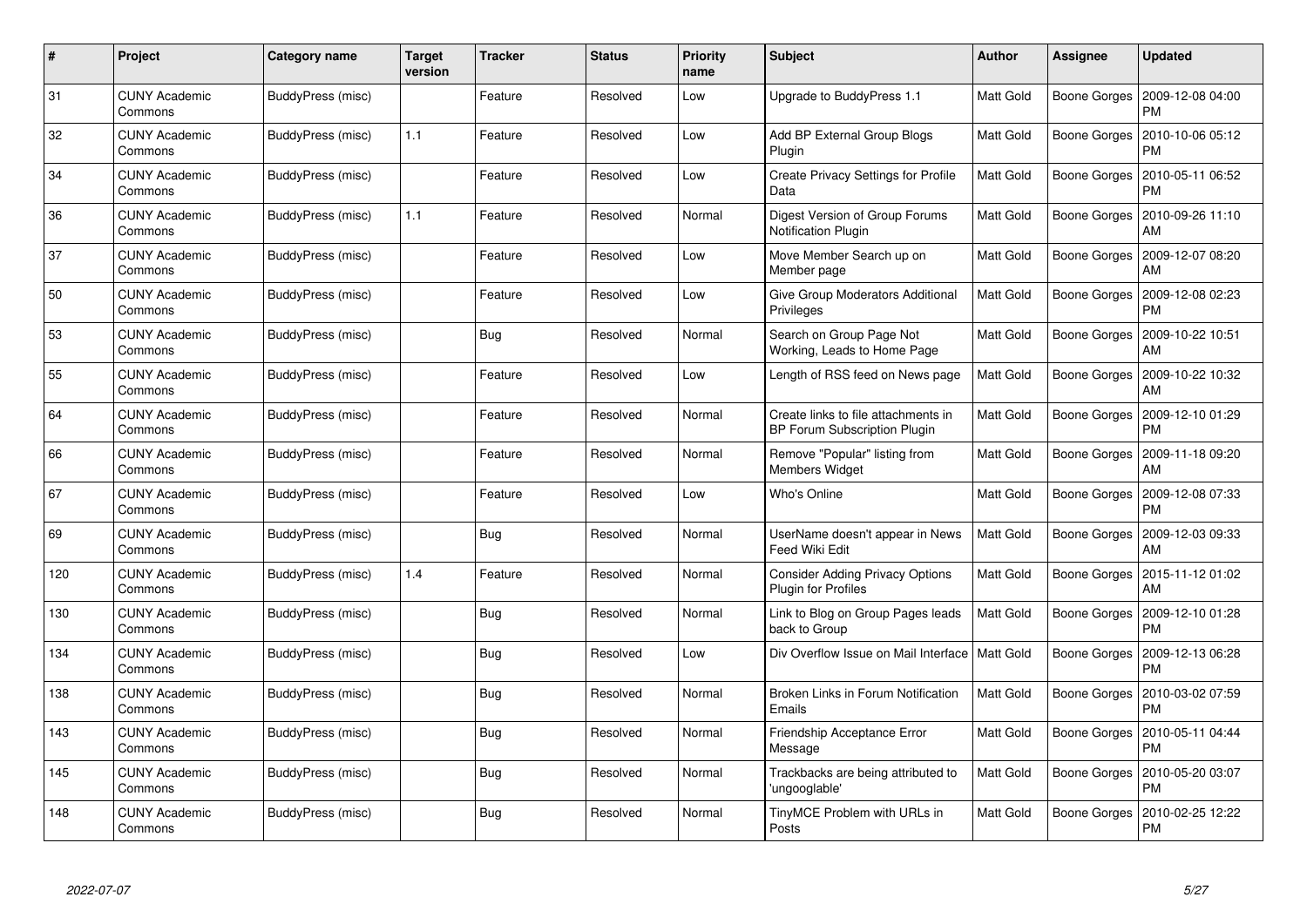| # | Project | Category name | Target version | Tracker | Status | Priority name | Subject | Author | Assignee | Updated |
|---|---|---|---|---|---|---|---|---|---|---|
| 31 | CUNY Academic Commons | BuddyPress (misc) | | Feature | Resolved | Low | Upgrade to BuddyPress 1.1 | Matt Gold | Boone Gorges | 2009-12-08 04:00 PM |
| 32 | CUNY Academic Commons | BuddyPress (misc) | 1.1 | Feature | Resolved | Low | Add BP External Group Blogs Plugin | Matt Gold | Boone Gorges | 2010-10-06 05:12 PM |
| 34 | CUNY Academic Commons | BuddyPress (misc) | | Feature | Resolved | Low | Create Privacy Settings for Profile Data | Matt Gold | Boone Gorges | 2010-05-11 06:52 PM |
| 36 | CUNY Academic Commons | BuddyPress (misc) | 1.1 | Feature | Resolved | Normal | Digest Version of Group Forums Notification Plugin | Matt Gold | Boone Gorges | 2010-09-26 11:10 AM |
| 37 | CUNY Academic Commons | BuddyPress (misc) | | Feature | Resolved | Low | Move Member Search up on Member page | Matt Gold | Boone Gorges | 2009-12-07 08:20 AM |
| 50 | CUNY Academic Commons | BuddyPress (misc) | | Feature | Resolved | Low | Give Group Moderators Additional Privileges | Matt Gold | Boone Gorges | 2009-12-08 02:23 PM |
| 53 | CUNY Academic Commons | BuddyPress (misc) | | Bug | Resolved | Normal | Search on Group Page Not Working, Leads to Home Page | Matt Gold | Boone Gorges | 2009-10-22 10:51 AM |
| 55 | CUNY Academic Commons | BuddyPress (misc) | | Feature | Resolved | Low | Length of RSS feed on News page | Matt Gold | Boone Gorges | 2009-10-22 10:32 AM |
| 64 | CUNY Academic Commons | BuddyPress (misc) | | Feature | Resolved | Normal | Create links to file attachments in BP Forum Subscription Plugin | Matt Gold | Boone Gorges | 2009-12-10 01:29 PM |
| 66 | CUNY Academic Commons | BuddyPress (misc) | | Feature | Resolved | Normal | Remove "Popular" listing from Members Widget | Matt Gold | Boone Gorges | 2009-11-18 09:20 AM |
| 67 | CUNY Academic Commons | BuddyPress (misc) | | Feature | Resolved | Low | Who's Online | Matt Gold | Boone Gorges | 2009-12-08 07:33 PM |
| 69 | CUNY Academic Commons | BuddyPress (misc) | | Bug | Resolved | Normal | UserName doesn't appear in News Feed Wiki Edit | Matt Gold | Boone Gorges | 2009-12-03 09:33 AM |
| 120 | CUNY Academic Commons | BuddyPress (misc) | 1.4 | Feature | Resolved | Normal | Consider Adding Privacy Options Plugin for Profiles | Matt Gold | Boone Gorges | 2015-11-12 01:02 AM |
| 130 | CUNY Academic Commons | BuddyPress (misc) | | Bug | Resolved | Normal | Link to Blog on Group Pages leads back to Group | Matt Gold | Boone Gorges | 2009-12-10 01:28 PM |
| 134 | CUNY Academic Commons | BuddyPress (misc) | | Bug | Resolved | Low | Div Overflow Issue on Mail Interface | Matt Gold | Boone Gorges | 2009-12-13 06:28 PM |
| 138 | CUNY Academic Commons | BuddyPress (misc) | | Bug | Resolved | Normal | Broken Links in Forum Notification Emails | Matt Gold | Boone Gorges | 2010-03-02 07:59 PM |
| 143 | CUNY Academic Commons | BuddyPress (misc) | | Bug | Resolved | Normal | Friendship Acceptance Error Message | Matt Gold | Boone Gorges | 2010-05-11 04:44 PM |
| 145 | CUNY Academic Commons | BuddyPress (misc) | | Bug | Resolved | Normal | Trackbacks are being attributed to 'ungooglable' | Matt Gold | Boone Gorges | 2010-05-20 03:07 PM |
| 148 | CUNY Academic Commons | BuddyPress (misc) | | Bug | Resolved | Normal | TinyMCE Problem with URLs in Posts | Matt Gold | Boone Gorges | 2010-02-25 12:22 PM |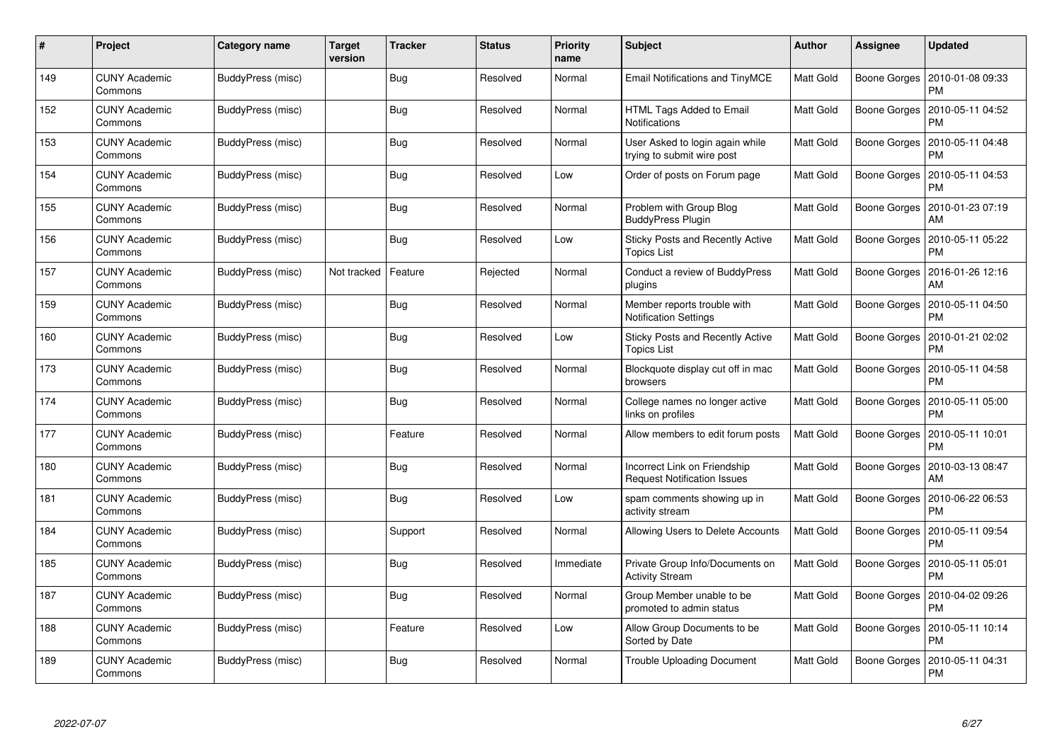| # | Project | Category name | Target version | Tracker | Status | Priority name | Subject | Author | Assignee | Updated |
|---|---|---|---|---|---|---|---|---|---|---|
| 149 | CUNY Academic Commons | BuddyPress (misc) | | Bug | Resolved | Normal | Email Notifications and TinyMCE | Matt Gold | Boone Gorges | 2010-01-08 09:33 PM |
| 152 | CUNY Academic Commons | BuddyPress (misc) | | Bug | Resolved | Normal | HTML Tags Added to Email Notifications | Matt Gold | Boone Gorges | 2010-05-11 04:52 PM |
| 153 | CUNY Academic Commons | BuddyPress (misc) | | Bug | Resolved | Normal | User Asked to login again while trying to submit wire post | Matt Gold | Boone Gorges | 2010-05-11 04:48 PM |
| 154 | CUNY Academic Commons | BuddyPress (misc) | | Bug | Resolved | Low | Order of posts on Forum page | Matt Gold | Boone Gorges | 2010-05-11 04:53 PM |
| 155 | CUNY Academic Commons | BuddyPress (misc) | | Bug | Resolved | Normal | Problem with Group Blog BuddyPress Plugin | Matt Gold | Boone Gorges | 2010-01-23 07:19 AM |
| 156 | CUNY Academic Commons | BuddyPress (misc) | | Bug | Resolved | Low | Sticky Posts and Recently Active Topics List | Matt Gold | Boone Gorges | 2010-05-11 05:22 PM |
| 157 | CUNY Academic Commons | BuddyPress (misc) | Not tracked | Feature | Rejected | Normal | Conduct a review of BuddyPress plugins | Matt Gold | Boone Gorges | 2016-01-26 12:16 AM |
| 159 | CUNY Academic Commons | BuddyPress (misc) | | Bug | Resolved | Normal | Member reports trouble with Notification Settings | Matt Gold | Boone Gorges | 2010-05-11 04:50 PM |
| 160 | CUNY Academic Commons | BuddyPress (misc) | | Bug | Resolved | Low | Sticky Posts and Recently Active Topics List | Matt Gold | Boone Gorges | 2010-01-21 02:02 PM |
| 173 | CUNY Academic Commons | BuddyPress (misc) | | Bug | Resolved | Normal | Blockquote display cut off in mac browsers | Matt Gold | Boone Gorges | 2010-05-11 04:58 PM |
| 174 | CUNY Academic Commons | BuddyPress (misc) | | Bug | Resolved | Normal | College names no longer active links on profiles | Matt Gold | Boone Gorges | 2010-05-11 05:00 PM |
| 177 | CUNY Academic Commons | BuddyPress (misc) | | Feature | Resolved | Normal | Allow members to edit forum posts | Matt Gold | Boone Gorges | 2010-05-11 10:01 PM |
| 180 | CUNY Academic Commons | BuddyPress (misc) | | Bug | Resolved | Normal | Incorrect Link on Friendship Request Notification Issues | Matt Gold | Boone Gorges | 2010-03-13 08:47 AM |
| 181 | CUNY Academic Commons | BuddyPress (misc) | | Bug | Resolved | Low | spam comments showing up in activity stream | Matt Gold | Boone Gorges | 2010-06-22 06:53 PM |
| 184 | CUNY Academic Commons | BuddyPress (misc) | | Support | Resolved | Normal | Allowing Users to Delete Accounts | Matt Gold | Boone Gorges | 2010-05-11 09:54 PM |
| 185 | CUNY Academic Commons | BuddyPress (misc) | | Bug | Resolved | Immediate | Private Group Info/Documents on Activity Stream | Matt Gold | Boone Gorges | 2010-05-11 05:01 PM |
| 187 | CUNY Academic Commons | BuddyPress (misc) | | Bug | Resolved | Normal | Group Member unable to be promoted to admin status | Matt Gold | Boone Gorges | 2010-04-02 09:26 PM |
| 188 | CUNY Academic Commons | BuddyPress (misc) | | Feature | Resolved | Low | Allow Group Documents to be Sorted by Date | Matt Gold | Boone Gorges | 2010-05-11 10:14 PM |
| 189 | CUNY Academic Commons | BuddyPress (misc) | | Bug | Resolved | Normal | Trouble Uploading Document | Matt Gold | Boone Gorges | 2010-05-11 04:31 PM |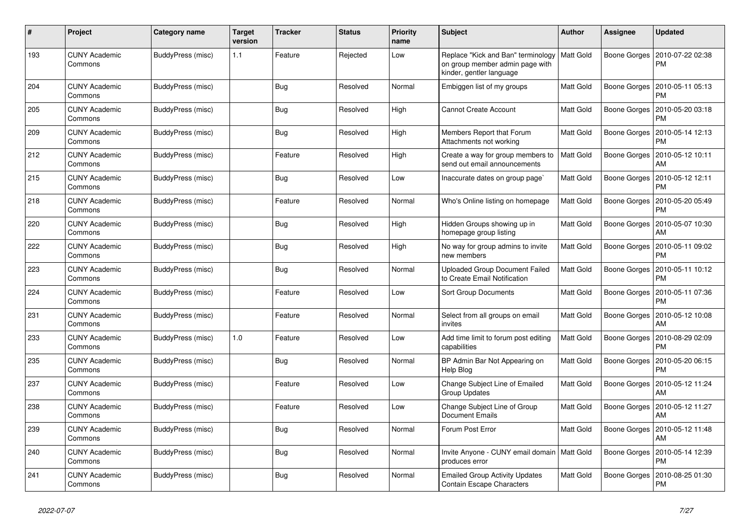| # | Project | Category name | Target version | Tracker | Status | Priority name | Subject | Author | Assignee | Updated |
|---|---|---|---|---|---|---|---|---|---|---|
| 193 | CUNY Academic Commons | BuddyPress (misc) | 1.1 | Feature | Rejected | Low | Replace "Kick and Ban" terminology on group member admin page with kinder, gentler language | Matt Gold | Boone Gorges | 2010-07-22 02:38 PM |
| 204 | CUNY Academic Commons | BuddyPress (misc) | | Bug | Resolved | Normal | Embiggen list of my groups | Matt Gold | Boone Gorges | 2010-05-11 05:13 PM |
| 205 | CUNY Academic Commons | BuddyPress (misc) | | Bug | Resolved | High | Cannot Create Account | Matt Gold | Boone Gorges | 2010-05-20 03:18 PM |
| 209 | CUNY Academic Commons | BuddyPress (misc) | | Bug | Resolved | High | Members Report that Forum Attachments not working | Matt Gold | Boone Gorges | 2010-05-14 12:13 PM |
| 212 | CUNY Academic Commons | BuddyPress (misc) | | Feature | Resolved | High | Create a way for group members to send out email announcements | Matt Gold | Boone Gorges | 2010-05-12 10:11 AM |
| 215 | CUNY Academic Commons | BuddyPress (misc) | | Bug | Resolved | Low | Inaccurate dates on group page` | Matt Gold | Boone Gorges | 2010-05-12 12:11 PM |
| 218 | CUNY Academic Commons | BuddyPress (misc) | | Feature | Resolved | Normal | Who's Online listing on homepage | Matt Gold | Boone Gorges | 2010-05-20 05:49 PM |
| 220 | CUNY Academic Commons | BuddyPress (misc) | | Bug | Resolved | High | Hidden Groups showing up in homepage group listing | Matt Gold | Boone Gorges | 2010-05-07 10:30 AM |
| 222 | CUNY Academic Commons | BuddyPress (misc) | | Bug | Resolved | High | No way for group admins to invite new members | Matt Gold | Boone Gorges | 2010-05-11 09:02 PM |
| 223 | CUNY Academic Commons | BuddyPress (misc) | | Bug | Resolved | Normal | Uploaded Group Document Failed to Create Email Notification | Matt Gold | Boone Gorges | 2010-05-11 10:12 PM |
| 224 | CUNY Academic Commons | BuddyPress (misc) | | Feature | Resolved | Low | Sort Group Documents | Matt Gold | Boone Gorges | 2010-05-11 07:36 PM |
| 231 | CUNY Academic Commons | BuddyPress (misc) | | Feature | Resolved | Normal | Select from all groups on email invites | Matt Gold | Boone Gorges | 2010-05-12 10:08 AM |
| 233 | CUNY Academic Commons | BuddyPress (misc) | 1.0 | Feature | Resolved | Low | Add time limit to forum post editing capabilities | Matt Gold | Boone Gorges | 2010-08-29 02:09 PM |
| 235 | CUNY Academic Commons | BuddyPress (misc) | | Bug | Resolved | Normal | BP Admin Bar Not Appearing on Help Blog | Matt Gold | Boone Gorges | 2010-05-20 06:15 PM |
| 237 | CUNY Academic Commons | BuddyPress (misc) | | Feature | Resolved | Low | Change Subject Line of Emailed Group Updates | Matt Gold | Boone Gorges | 2010-05-12 11:24 AM |
| 238 | CUNY Academic Commons | BuddyPress (misc) | | Feature | Resolved | Low | Change Subject Line of Group Document Emails | Matt Gold | Boone Gorges | 2010-05-12 11:27 AM |
| 239 | CUNY Academic Commons | BuddyPress (misc) | | Bug | Resolved | Normal | Forum Post Error | Matt Gold | Boone Gorges | 2010-05-12 11:48 AM |
| 240 | CUNY Academic Commons | BuddyPress (misc) | | Bug | Resolved | Normal | Invite Anyone - CUNY email domain produces error | Matt Gold | Boone Gorges | 2010-05-14 12:39 PM |
| 241 | CUNY Academic Commons | BuddyPress (misc) | | Bug | Resolved | Normal | Emailed Group Activity Updates Contain Escape Characters | Matt Gold | Boone Gorges | 2010-08-25 01:30 PM |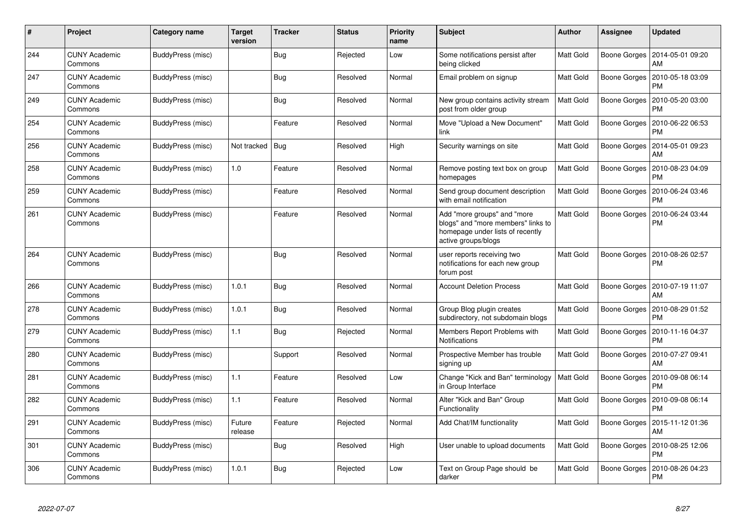| # | Project | Category name | Target version | Tracker | Status | Priority name | Subject | Author | Assignee | Updated |
|---|---|---|---|---|---|---|---|---|---|---|
| 244 | CUNY Academic Commons | BuddyPress (misc) | | Bug | Rejected | Low | Some notifications persist after being clicked | Matt Gold | Boone Gorges | 2014-05-01 09:20 AM |
| 247 | CUNY Academic Commons | BuddyPress (misc) | | Bug | Resolved | Normal | Email problem on signup | Matt Gold | Boone Gorges | 2010-05-18 03:09 PM |
| 249 | CUNY Academic Commons | BuddyPress (misc) | | Bug | Resolved | Normal | New group contains activity stream post from older group | Matt Gold | Boone Gorges | 2010-05-20 03:00 PM |
| 254 | CUNY Academic Commons | BuddyPress (misc) | | Feature | Resolved | Normal | Move "Upload a New Document" link | Matt Gold | Boone Gorges | 2010-06-22 06:53 PM |
| 256 | CUNY Academic Commons | BuddyPress (misc) | Not tracked | Bug | Resolved | High | Security warnings on site | Matt Gold | Boone Gorges | 2014-05-01 09:23 AM |
| 258 | CUNY Academic Commons | BuddyPress (misc) | 1.0 | Feature | Resolved | Normal | Remove posting text box on group homepages | Matt Gold | Boone Gorges | 2010-08-23 04:09 PM |
| 259 | CUNY Academic Commons | BuddyPress (misc) | | Feature | Resolved | Normal | Send group document description with email notification | Matt Gold | Boone Gorges | 2010-06-24 03:46 PM |
| 261 | CUNY Academic Commons | BuddyPress (misc) | | Feature | Resolved | Normal | Add "more groups" and "more blogs" and "more members" links to homepage under lists of recently active groups/blogs | Matt Gold | Boone Gorges | 2010-06-24 03:44 PM |
| 264 | CUNY Academic Commons | BuddyPress (misc) | | Bug | Resolved | Normal | user reports receiving two notifications for each new group forum post | Matt Gold | Boone Gorges | 2010-08-26 02:57 PM |
| 266 | CUNY Academic Commons | BuddyPress (misc) | 1.0.1 | Bug | Resolved | Normal | Account Deletion Process | Matt Gold | Boone Gorges | 2010-07-19 11:07 AM |
| 278 | CUNY Academic Commons | BuddyPress (misc) | 1.0.1 | Bug | Resolved | Normal | Group Blog plugin creates subdirectory, not subdomain blogs | Matt Gold | Boone Gorges | 2010-08-29 01:52 PM |
| 279 | CUNY Academic Commons | BuddyPress (misc) | 1.1 | Bug | Rejected | Normal | Members Report Problems with Notifications | Matt Gold | Boone Gorges | 2010-11-16 04:37 PM |
| 280 | CUNY Academic Commons | BuddyPress (misc) | | Support | Resolved | Normal | Prospective Member has trouble signing up | Matt Gold | Boone Gorges | 2010-07-27 09:41 AM |
| 281 | CUNY Academic Commons | BuddyPress (misc) | 1.1 | Feature | Resolved | Low | Change "Kick and Ban" terminology in Group Interface | Matt Gold | Boone Gorges | 2010-09-08 06:14 PM |
| 282 | CUNY Academic Commons | BuddyPress (misc) | 1.1 | Feature | Resolved | Normal | Alter "Kick and Ban" Group Functionality | Matt Gold | Boone Gorges | 2010-09-08 06:14 PM |
| 291 | CUNY Academic Commons | BuddyPress (misc) | Future release | Feature | Rejected | Normal | Add Chat/IM functionality | Matt Gold | Boone Gorges | 2015-11-12 01:36 AM |
| 301 | CUNY Academic Commons | BuddyPress (misc) | | Bug | Resolved | High | User unable to upload documents | Matt Gold | Boone Gorges | 2010-08-25 12:06 PM |
| 306 | CUNY Academic Commons | BuddyPress (misc) | 1.0.1 | Bug | Rejected | Low | Text on Group Page should be darker | Matt Gold | Boone Gorges | 2010-08-26 04:23 PM |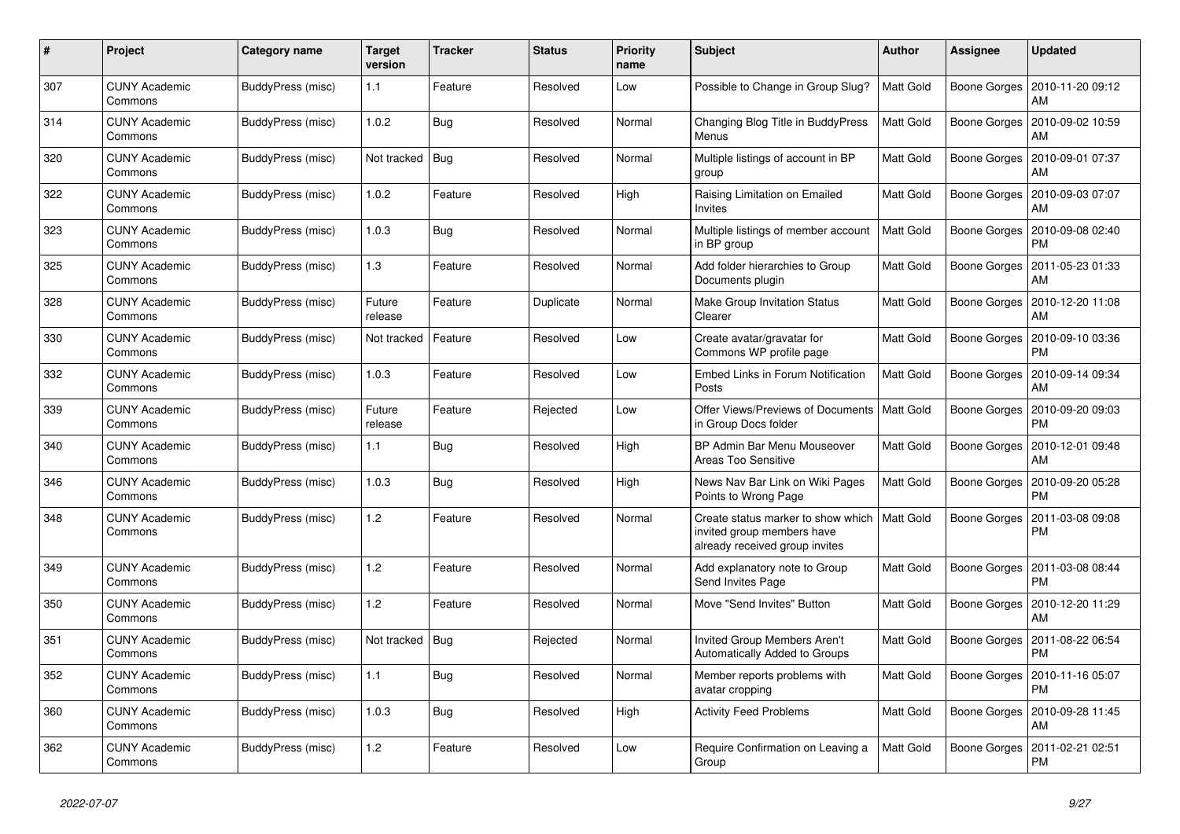| # | Project | Category name | Target version | Tracker | Status | Priority name | Subject | Author | Assignee | Updated |
|---|---|---|---|---|---|---|---|---|---|---|
| 307 | CUNY Academic Commons | BuddyPress (misc) | 1.1 | Feature | Resolved | Low | Possible to Change in Group Slug? | Matt Gold | Boone Gorges | 2010-11-20 09:12 AM |
| 314 | CUNY Academic Commons | BuddyPress (misc) | 1.0.2 | Bug | Resolved | Normal | Changing Blog Title in BuddyPress Menus | Matt Gold | Boone Gorges | 2010-09-02 10:59 AM |
| 320 | CUNY Academic Commons | BuddyPress (misc) | Not tracked | Bug | Resolved | Normal | Multiple listings of account in BP group | Matt Gold | Boone Gorges | 2010-09-01 07:37 AM |
| 322 | CUNY Academic Commons | BuddyPress (misc) | 1.0.2 | Feature | Resolved | High | Raising Limitation on Emailed Invites | Matt Gold | Boone Gorges | 2010-09-03 07:07 AM |
| 323 | CUNY Academic Commons | BuddyPress (misc) | 1.0.3 | Bug | Resolved | Normal | Multiple listings of member account in BP group | Matt Gold | Boone Gorges | 2010-09-08 02:40 PM |
| 325 | CUNY Academic Commons | BuddyPress (misc) | 1.3 | Feature | Resolved | Normal | Add folder hierarchies to Group Documents plugin | Matt Gold | Boone Gorges | 2011-05-23 01:33 AM |
| 328 | CUNY Academic Commons | BuddyPress (misc) | Future release | Feature | Duplicate | Normal | Make Group Invitation Status Clearer | Matt Gold | Boone Gorges | 2010-12-20 11:08 AM |
| 330 | CUNY Academic Commons | BuddyPress (misc) | Not tracked | Feature | Resolved | Low | Create avatar/gravatar for Commons WP profile page | Matt Gold | Boone Gorges | 2010-09-10 03:36 PM |
| 332 | CUNY Academic Commons | BuddyPress (misc) | 1.0.3 | Feature | Resolved | Low | Embed Links in Forum Notification Posts | Matt Gold | Boone Gorges | 2010-09-14 09:34 AM |
| 339 | CUNY Academic Commons | BuddyPress (misc) | Future release | Feature | Rejected | Low | Offer Views/Previews of Documents in Group Docs folder | Matt Gold | Boone Gorges | 2010-09-20 09:03 PM |
| 340 | CUNY Academic Commons | BuddyPress (misc) | 1.1 | Bug | Resolved | High | BP Admin Bar Menu Mouseover Areas Too Sensitive | Matt Gold | Boone Gorges | 2010-12-01 09:48 AM |
| 346 | CUNY Academic Commons | BuddyPress (misc) | 1.0.3 | Bug | Resolved | High | News Nav Bar Link on Wiki Pages Points to Wrong Page | Matt Gold | Boone Gorges | 2010-09-20 05:28 PM |
| 348 | CUNY Academic Commons | BuddyPress (misc) | 1.2 | Feature | Resolved | Normal | Create status marker to show which invited group members have already received group invites | Matt Gold | Boone Gorges | 2011-03-08 09:08 PM |
| 349 | CUNY Academic Commons | BuddyPress (misc) | 1.2 | Feature | Resolved | Normal | Add explanatory note to Group Send Invites Page | Matt Gold | Boone Gorges | 2011-03-08 08:44 PM |
| 350 | CUNY Academic Commons | BuddyPress (misc) | 1.2 | Feature | Resolved | Normal | Move "Send Invites" Button | Matt Gold | Boone Gorges | 2010-12-20 11:29 AM |
| 351 | CUNY Academic Commons | BuddyPress (misc) | Not tracked | Bug | Rejected | Normal | Invited Group Members Aren't Automatically Added to Groups | Matt Gold | Boone Gorges | 2011-08-22 06:54 PM |
| 352 | CUNY Academic Commons | BuddyPress (misc) | 1.1 | Bug | Resolved | Normal | Member reports problems with avatar cropping | Matt Gold | Boone Gorges | 2010-11-16 05:07 PM |
| 360 | CUNY Academic Commons | BuddyPress (misc) | 1.0.3 | Bug | Resolved | High | Activity Feed Problems | Matt Gold | Boone Gorges | 2010-09-28 11:45 AM |
| 362 | CUNY Academic Commons | BuddyPress (misc) | 1.2 | Feature | Resolved | Low | Require Confirmation on Leaving a Group | Matt Gold | Boone Gorges | 2011-02-21 02:51 PM |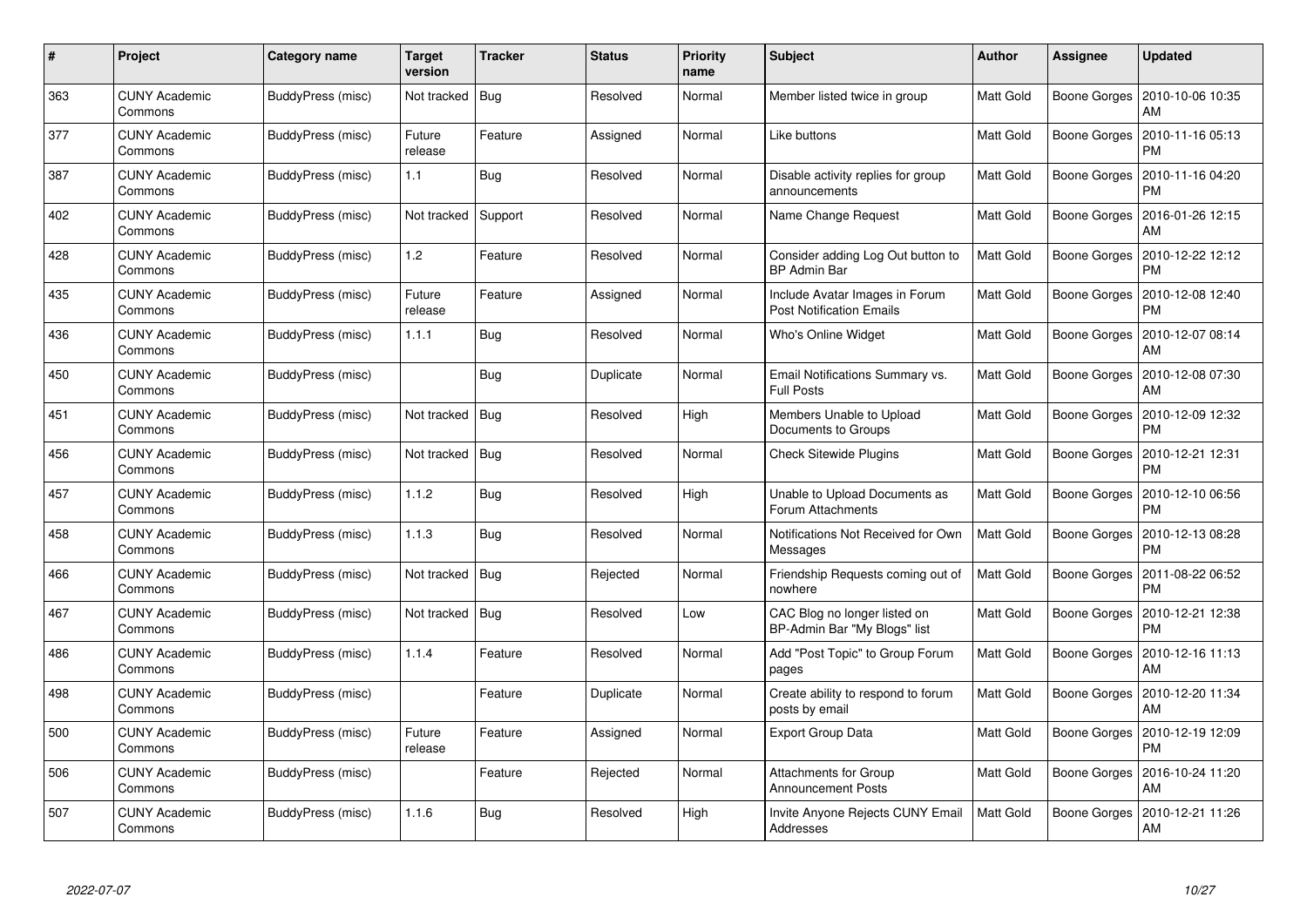| # | Project | Category name | Target version | Tracker | Status | Priority name | Subject | Author | Assignee | Updated |
|---|---|---|---|---|---|---|---|---|---|---|
| 363 | CUNY Academic Commons | BuddyPress (misc) | Not tracked | Bug | Resolved | Normal | Member listed twice in group | Matt Gold | Boone Gorges | 2010-10-06 10:35 AM |
| 377 | CUNY Academic Commons | BuddyPress (misc) | Future release | Feature | Assigned | Normal | Like buttons | Matt Gold | Boone Gorges | 2010-11-16 05:13 PM |
| 387 | CUNY Academic Commons | BuddyPress (misc) | 1.1 | Bug | Resolved | Normal | Disable activity replies for group announcements | Matt Gold | Boone Gorges | 2010-11-16 04:20 PM |
| 402 | CUNY Academic Commons | BuddyPress (misc) | Not tracked | Support | Resolved | Normal | Name Change Request | Matt Gold | Boone Gorges | 2016-01-26 12:15 AM |
| 428 | CUNY Academic Commons | BuddyPress (misc) | 1.2 | Feature | Resolved | Normal | Consider adding Log Out button to BP Admin Bar | Matt Gold | Boone Gorges | 2010-12-22 12:12 PM |
| 435 | CUNY Academic Commons | BuddyPress (misc) | Future release | Feature | Assigned | Normal | Include Avatar Images in Forum Post Notification Emails | Matt Gold | Boone Gorges | 2010-12-08 12:40 PM |
| 436 | CUNY Academic Commons | BuddyPress (misc) | 1.1.1 | Bug | Resolved | Normal | Who's Online Widget | Matt Gold | Boone Gorges | 2010-12-07 08:14 AM |
| 450 | CUNY Academic Commons | BuddyPress (misc) | | Bug | Duplicate | Normal | Email Notifications Summary vs. Full Posts | Matt Gold | Boone Gorges | 2010-12-08 07:30 AM |
| 451 | CUNY Academic Commons | BuddyPress (misc) | Not tracked | Bug | Resolved | High | Members Unable to Upload Documents to Groups | Matt Gold | Boone Gorges | 2010-12-09 12:32 PM |
| 456 | CUNY Academic Commons | BuddyPress (misc) | Not tracked | Bug | Resolved | Normal | Check Sitewide Plugins | Matt Gold | Boone Gorges | 2010-12-21 12:31 PM |
| 457 | CUNY Academic Commons | BuddyPress (misc) | 1.1.2 | Bug | Resolved | High | Unable to Upload Documents as Forum Attachments | Matt Gold | Boone Gorges | 2010-12-10 06:56 PM |
| 458 | CUNY Academic Commons | BuddyPress (misc) | 1.1.3 | Bug | Resolved | Normal | Notifications Not Received for Own Messages | Matt Gold | Boone Gorges | 2010-12-13 08:28 PM |
| 466 | CUNY Academic Commons | BuddyPress (misc) | Not tracked | Bug | Rejected | Normal | Friendship Requests coming out of nowhere | Matt Gold | Boone Gorges | 2011-08-22 06:52 PM |
| 467 | CUNY Academic Commons | BuddyPress (misc) | Not tracked | Bug | Resolved | Low | CAC Blog no longer listed on BP-Admin Bar "My Blogs" list | Matt Gold | Boone Gorges | 2010-12-21 12:38 PM |
| 486 | CUNY Academic Commons | BuddyPress (misc) | 1.1.4 | Feature | Resolved | Normal | Add "Post Topic" to Group Forum pages | Matt Gold | Boone Gorges | 2010-12-16 11:13 AM |
| 498 | CUNY Academic Commons | BuddyPress (misc) | | Feature | Duplicate | Normal | Create ability to respond to forum posts by email | Matt Gold | Boone Gorges | 2010-12-20 11:34 AM |
| 500 | CUNY Academic Commons | BuddyPress (misc) | Future release | Feature | Assigned | Normal | Export Group Data | Matt Gold | Boone Gorges | 2010-12-19 12:09 PM |
| 506 | CUNY Academic Commons | BuddyPress (misc) | | Feature | Rejected | Normal | Attachments for Group Announcement Posts | Matt Gold | Boone Gorges | 2016-10-24 11:20 AM |
| 507 | CUNY Academic Commons | BuddyPress (misc) | 1.1.6 | Bug | Resolved | High | Invite Anyone Rejects CUNY Email Addresses | Matt Gold | Boone Gorges | 2010-12-21 11:26 AM |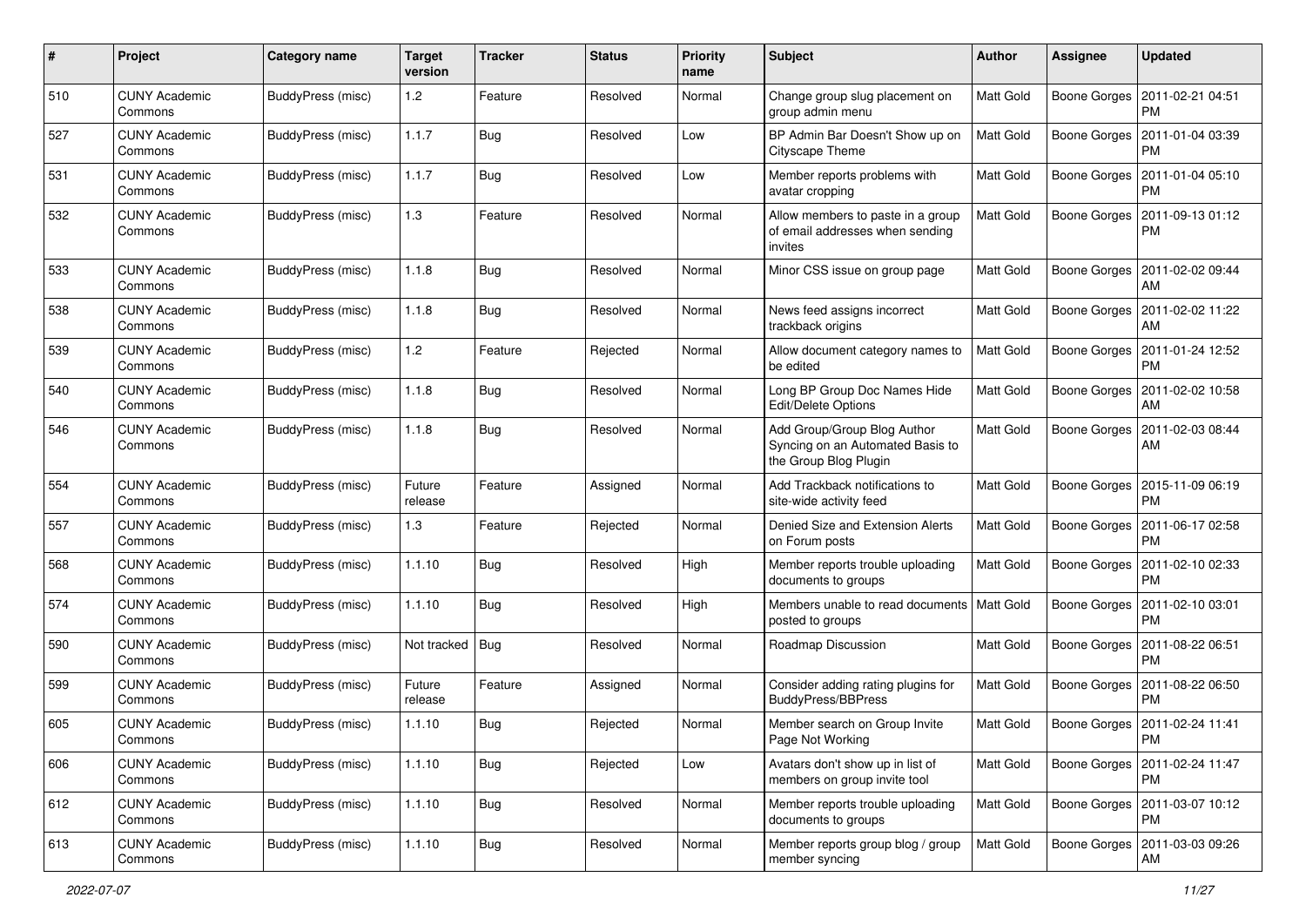| # | Project | Category name | Target version | Tracker | Status | Priority name | Subject | Author | Assignee | Updated |
|---|---|---|---|---|---|---|---|---|---|---|
| 510 | CUNY Academic Commons | BuddyPress (misc) | 1.2 | Feature | Resolved | Normal | Change group slug placement on group admin menu | Matt Gold | Boone Gorges | 2011-02-21 04:51 PM |
| 527 | CUNY Academic Commons | BuddyPress (misc) | 1.1.7 | Bug | Resolved | Low | BP Admin Bar Doesn't Show up on Cityscape Theme | Matt Gold | Boone Gorges | 2011-01-04 03:39 PM |
| 531 | CUNY Academic Commons | BuddyPress (misc) | 1.1.7 | Bug | Resolved | Low | Member reports problems with avatar cropping | Matt Gold | Boone Gorges | 2011-01-04 05:10 PM |
| 532 | CUNY Academic Commons | BuddyPress (misc) | 1.3 | Feature | Resolved | Normal | Allow members to paste in a group of email addresses when sending invites | Matt Gold | Boone Gorges | 2011-09-13 01:12 PM |
| 533 | CUNY Academic Commons | BuddyPress (misc) | 1.1.8 | Bug | Resolved | Normal | Minor CSS issue on group page | Matt Gold | Boone Gorges | 2011-02-02 09:44 AM |
| 538 | CUNY Academic Commons | BuddyPress (misc) | 1.1.8 | Bug | Resolved | Normal | News feed assigns incorrect trackback origins | Matt Gold | Boone Gorges | 2011-02-02 11:22 AM |
| 539 | CUNY Academic Commons | BuddyPress (misc) | 1.2 | Feature | Rejected | Normal | Allow document category names to be edited | Matt Gold | Boone Gorges | 2011-01-24 12:52 PM |
| 540 | CUNY Academic Commons | BuddyPress (misc) | 1.1.8 | Bug | Resolved | Normal | Long BP Group Doc Names Hide Edit/Delete Options | Matt Gold | Boone Gorges | 2011-02-02 10:58 AM |
| 546 | CUNY Academic Commons | BuddyPress (misc) | 1.1.8 | Bug | Resolved | Normal | Add Group/Group Blog Author Syncing on an Automated Basis to the Group Blog Plugin | Matt Gold | Boone Gorges | 2011-02-03 08:44 AM |
| 554 | CUNY Academic Commons | BuddyPress (misc) | Future release | Feature | Assigned | Normal | Add Trackback notifications to site-wide activity feed | Matt Gold | Boone Gorges | 2015-11-09 06:19 PM |
| 557 | CUNY Academic Commons | BuddyPress (misc) | 1.3 | Feature | Rejected | Normal | Denied Size and Extension Alerts on Forum posts | Matt Gold | Boone Gorges | 2011-06-17 02:58 PM |
| 568 | CUNY Academic Commons | BuddyPress (misc) | 1.1.10 | Bug | Resolved | High | Member reports trouble uploading documents to groups | Matt Gold | Boone Gorges | 2011-02-10 02:33 PM |
| 574 | CUNY Academic Commons | BuddyPress (misc) | 1.1.10 | Bug | Resolved | High | Members unable to read documents posted to groups | Matt Gold | Boone Gorges | 2011-02-10 03:01 PM |
| 590 | CUNY Academic Commons | BuddyPress (misc) | Not tracked | Bug | Resolved | Normal | Roadmap Discussion | Matt Gold | Boone Gorges | 2011-08-22 06:51 PM |
| 599 | CUNY Academic Commons | BuddyPress (misc) | Future release | Feature | Assigned | Normal | Consider adding rating plugins for BuddyPress/BBPress | Matt Gold | Boone Gorges | 2011-08-22 06:50 PM |
| 605 | CUNY Academic Commons | BuddyPress (misc) | 1.1.10 | Bug | Rejected | Normal | Member search on Group Invite Page Not Working | Matt Gold | Boone Gorges | 2011-02-24 11:41 PM |
| 606 | CUNY Academic Commons | BuddyPress (misc) | 1.1.10 | Bug | Rejected | Low | Avatars don't show up in list of members on group invite tool | Matt Gold | Boone Gorges | 2011-02-24 11:47 PM |
| 612 | CUNY Academic Commons | BuddyPress (misc) | 1.1.10 | Bug | Resolved | Normal | Member reports trouble uploading documents to groups | Matt Gold | Boone Gorges | 2011-03-07 10:12 PM |
| 613 | CUNY Academic Commons | BuddyPress (misc) | 1.1.10 | Bug | Resolved | Normal | Member reports group blog / group member syncing | Matt Gold | Boone Gorges | 2011-03-03 09:26 AM |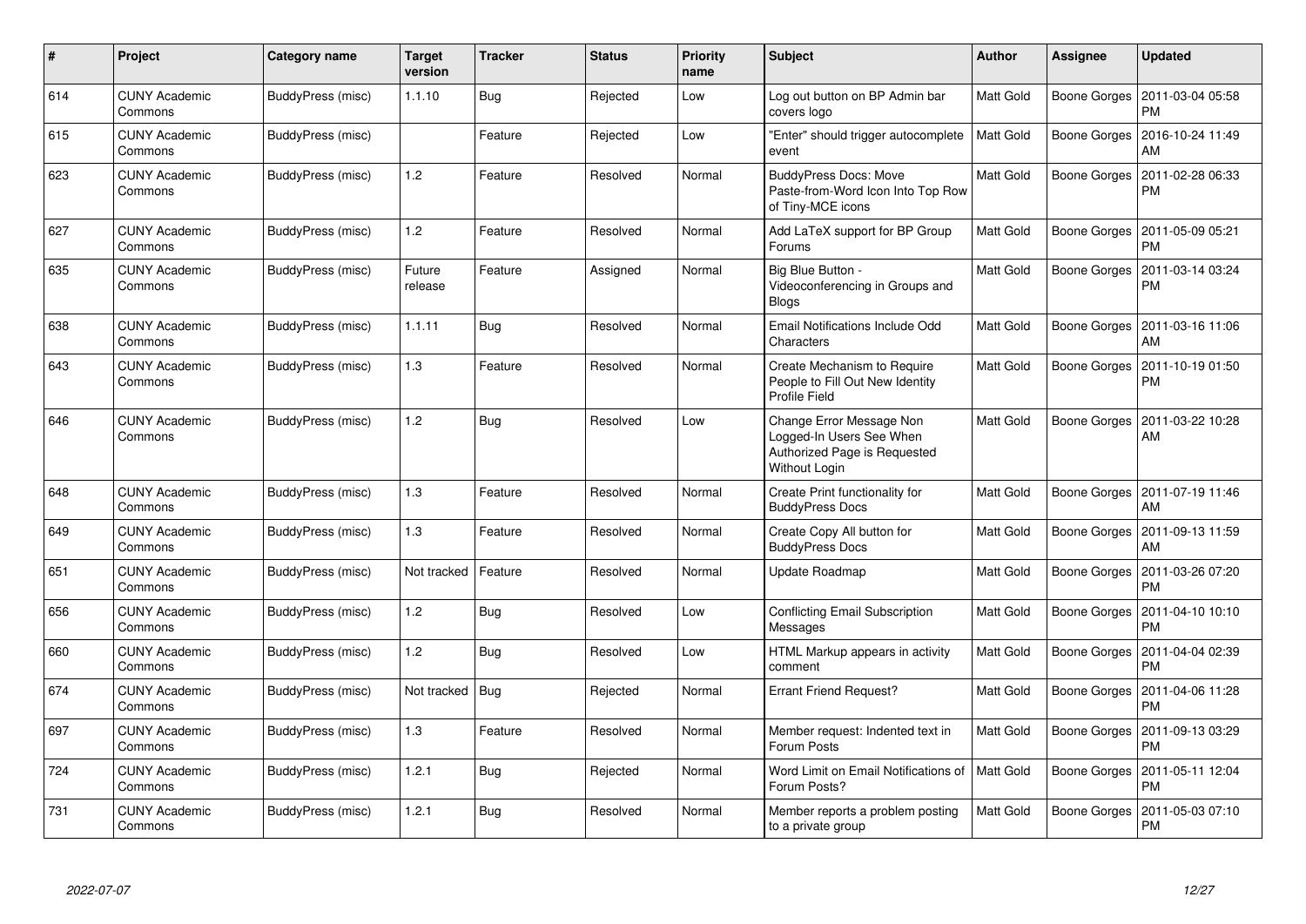| # | Project | Category name | Target version | Tracker | Status | Priority name | Subject | Author | Assignee | Updated |
|---|---|---|---|---|---|---|---|---|---|---|
| 614 | CUNY Academic Commons | BuddyPress (misc) | 1.1.10 | Bug | Rejected | Low | Log out button on BP Admin bar covers logo | Matt Gold | Boone Gorges | 2011-03-04 05:58 PM |
| 615 | CUNY Academic Commons | BuddyPress (misc) | | Feature | Rejected | Low | "Enter" should trigger autocomplete event | Matt Gold | Boone Gorges | 2016-10-24 11:49 AM |
| 623 | CUNY Academic Commons | BuddyPress (misc) | 1.2 | Feature | Resolved | Normal | BuddyPress Docs: Move Paste-from-Word Icon Into Top Row of Tiny-MCE icons | Matt Gold | Boone Gorges | 2011-02-28 06:33 PM |
| 627 | CUNY Academic Commons | BuddyPress (misc) | 1.2 | Feature | Resolved | Normal | Add LaTeX support for BP Group Forums | Matt Gold | Boone Gorges | 2011-05-09 05:21 PM |
| 635 | CUNY Academic Commons | BuddyPress (misc) | Future release | Feature | Assigned | Normal | Big Blue Button - Videoconferencing in Groups and Blogs | Matt Gold | Boone Gorges | 2011-03-14 03:24 PM |
| 638 | CUNY Academic Commons | BuddyPress (misc) | 1.1.11 | Bug | Resolved | Normal | Email Notifications Include Odd Characters | Matt Gold | Boone Gorges | 2011-03-16 11:06 AM |
| 643 | CUNY Academic Commons | BuddyPress (misc) | 1.3 | Feature | Resolved | Normal | Create Mechanism to Require People to Fill Out New Identity Profile Field | Matt Gold | Boone Gorges | 2011-10-19 01:50 PM |
| 646 | CUNY Academic Commons | BuddyPress (misc) | 1.2 | Bug | Resolved | Low | Change Error Message Non Logged-In Users See When Authorized Page is Requested Without Login | Matt Gold | Boone Gorges | 2011-03-22 10:28 AM |
| 648 | CUNY Academic Commons | BuddyPress (misc) | 1.3 | Feature | Resolved | Normal | Create Print functionality for BuddyPress Docs | Matt Gold | Boone Gorges | 2011-07-19 11:46 AM |
| 649 | CUNY Academic Commons | BuddyPress (misc) | 1.3 | Feature | Resolved | Normal | Create Copy All button for BuddyPress Docs | Matt Gold | Boone Gorges | 2011-09-13 11:59 AM |
| 651 | CUNY Academic Commons | BuddyPress (misc) | Not tracked | Feature | Resolved | Normal | Update Roadmap | Matt Gold | Boone Gorges | 2011-03-26 07:20 PM |
| 656 | CUNY Academic Commons | BuddyPress (misc) | 1.2 | Bug | Resolved | Low | Conflicting Email Subscription Messages | Matt Gold | Boone Gorges | 2011-04-10 10:10 PM |
| 660 | CUNY Academic Commons | BuddyPress (misc) | 1.2 | Bug | Resolved | Low | HTML Markup appears in activity comment | Matt Gold | Boone Gorges | 2011-04-04 02:39 PM |
| 674 | CUNY Academic Commons | BuddyPress (misc) | Not tracked | Bug | Rejected | Normal | Errant Friend Request? | Matt Gold | Boone Gorges | 2011-04-06 11:28 PM |
| 697 | CUNY Academic Commons | BuddyPress (misc) | 1.3 | Feature | Resolved | Normal | Member request: Indented text in Forum Posts | Matt Gold | Boone Gorges | 2011-09-13 03:29 PM |
| 724 | CUNY Academic Commons | BuddyPress (misc) | 1.2.1 | Bug | Rejected | Normal | Word Limit on Email Notifications of Forum Posts? | Matt Gold | Boone Gorges | 2011-05-11 12:04 PM |
| 731 | CUNY Academic Commons | BuddyPress (misc) | 1.2.1 | Bug | Resolved | Normal | Member reports a problem posting to a private group | Matt Gold | Boone Gorges | 2011-05-03 07:10 PM |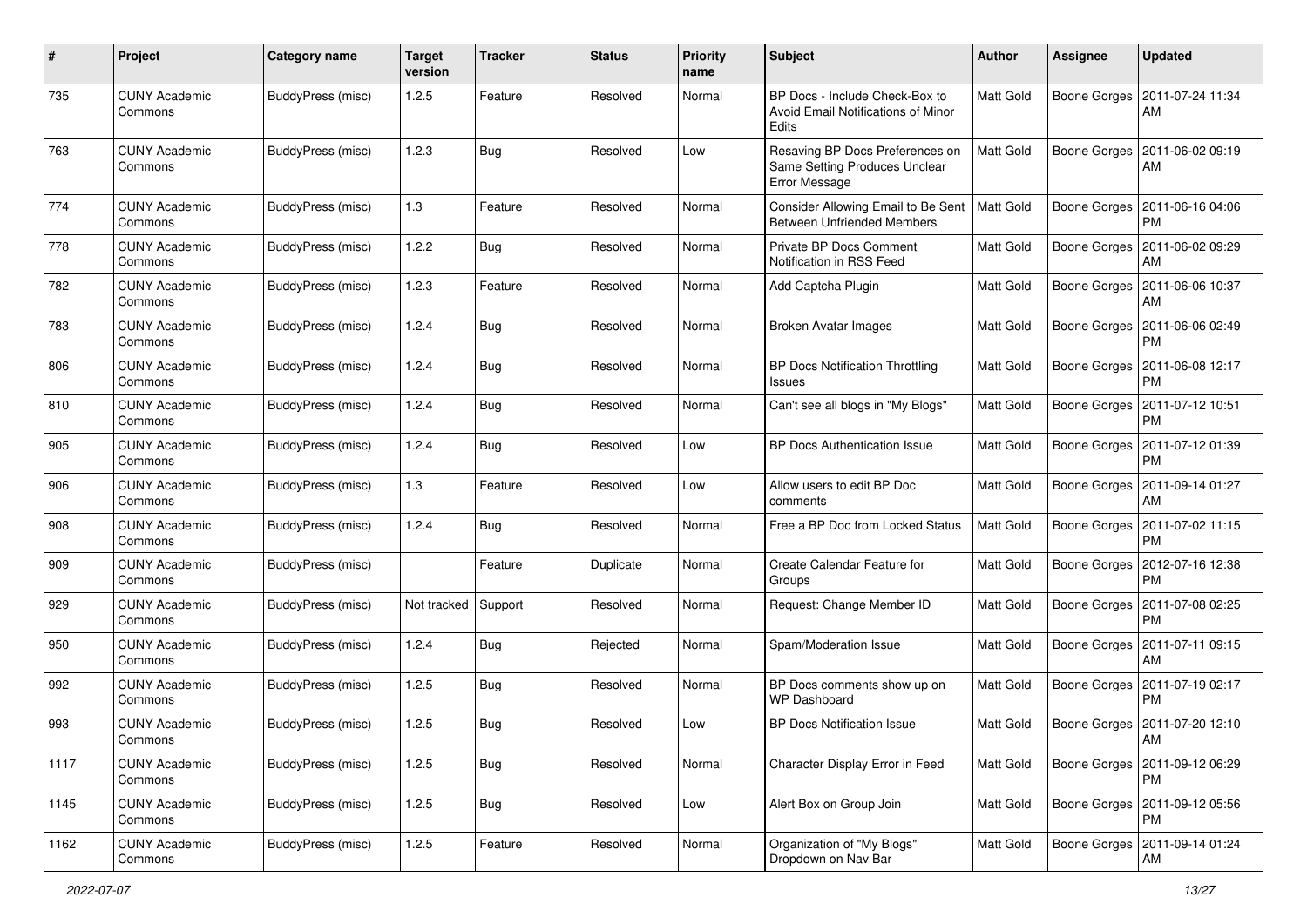| # | Project | Category name | Target version | Tracker | Status | Priority name | Subject | Author | Assignee | Updated |
|---|---|---|---|---|---|---|---|---|---|---|
| 735 | CUNY Academic Commons | BuddyPress (misc) | 1.2.5 | Feature | Resolved | Normal | BP Docs - Include Check-Box to Avoid Email Notifications of Minor Edits | Matt Gold | Boone Gorges | 2011-07-24 11:34 AM |
| 763 | CUNY Academic Commons | BuddyPress (misc) | 1.2.3 | Bug | Resolved | Low | Resaving BP Docs Preferences on Same Setting Produces Unclear Error Message | Matt Gold | Boone Gorges | 2011-06-02 09:19 AM |
| 774 | CUNY Academic Commons | BuddyPress (misc) | 1.3 | Feature | Resolved | Normal | Consider Allowing Email to Be Sent Between Unfriended Members | Matt Gold | Boone Gorges | 2011-06-16 04:06 PM |
| 778 | CUNY Academic Commons | BuddyPress (misc) | 1.2.2 | Bug | Resolved | Normal | Private BP Docs Comment Notification in RSS Feed | Matt Gold | Boone Gorges | 2011-06-02 09:29 AM |
| 782 | CUNY Academic Commons | BuddyPress (misc) | 1.2.3 | Feature | Resolved | Normal | Add Captcha Plugin | Matt Gold | Boone Gorges | 2011-06-06 10:37 AM |
| 783 | CUNY Academic Commons | BuddyPress (misc) | 1.2.4 | Bug | Resolved | Normal | Broken Avatar Images | Matt Gold | Boone Gorges | 2011-06-06 02:49 PM |
| 806 | CUNY Academic Commons | BuddyPress (misc) | 1.2.4 | Bug | Resolved | Normal | BP Docs Notification Throttling Issues | Matt Gold | Boone Gorges | 2011-06-08 12:17 PM |
| 810 | CUNY Academic Commons | BuddyPress (misc) | 1.2.4 | Bug | Resolved | Normal | Can't see all blogs in "My Blogs" | Matt Gold | Boone Gorges | 2011-07-12 10:51 PM |
| 905 | CUNY Academic Commons | BuddyPress (misc) | 1.2.4 | Bug | Resolved | Low | BP Docs Authentication Issue | Matt Gold | Boone Gorges | 2011-07-12 01:39 PM |
| 906 | CUNY Academic Commons | BuddyPress (misc) | 1.3 | Feature | Resolved | Low | Allow users to edit BP Doc comments | Matt Gold | Boone Gorges | 2011-09-14 01:27 AM |
| 908 | CUNY Academic Commons | BuddyPress (misc) | 1.2.4 | Bug | Resolved | Normal | Free a BP Doc from Locked Status | Matt Gold | Boone Gorges | 2011-07-02 11:15 PM |
| 909 | CUNY Academic Commons | BuddyPress (misc) | | Feature | Duplicate | Normal | Create Calendar Feature for Groups | Matt Gold | Boone Gorges | 2012-07-16 12:38 PM |
| 929 | CUNY Academic Commons | BuddyPress (misc) | Not tracked | Support | Resolved | Normal | Request: Change Member ID | Matt Gold | Boone Gorges | 2011-07-08 02:25 PM |
| 950 | CUNY Academic Commons | BuddyPress (misc) | 1.2.4 | Bug | Rejected | Normal | Spam/Moderation Issue | Matt Gold | Boone Gorges | 2011-07-11 09:15 AM |
| 992 | CUNY Academic Commons | BuddyPress (misc) | 1.2.5 | Bug | Resolved | Normal | BP Docs comments show up on WP Dashboard | Matt Gold | Boone Gorges | 2011-07-19 02:17 PM |
| 993 | CUNY Academic Commons | BuddyPress (misc) | 1.2.5 | Bug | Resolved | Low | BP Docs Notification Issue | Matt Gold | Boone Gorges | 2011-07-20 12:10 AM |
| 1117 | CUNY Academic Commons | BuddyPress (misc) | 1.2.5 | Bug | Resolved | Normal | Character Display Error in Feed | Matt Gold | Boone Gorges | 2011-09-12 06:29 PM |
| 1145 | CUNY Academic Commons | BuddyPress (misc) | 1.2.5 | Bug | Resolved | Low | Alert Box on Group Join | Matt Gold | Boone Gorges | 2011-09-12 05:56 PM |
| 1162 | CUNY Academic Commons | BuddyPress (misc) | 1.2.5 | Feature | Resolved | Normal | Organization of "My Blogs" Dropdown on Nav Bar | Matt Gold | Boone Gorges | 2011-09-14 01:24 AM |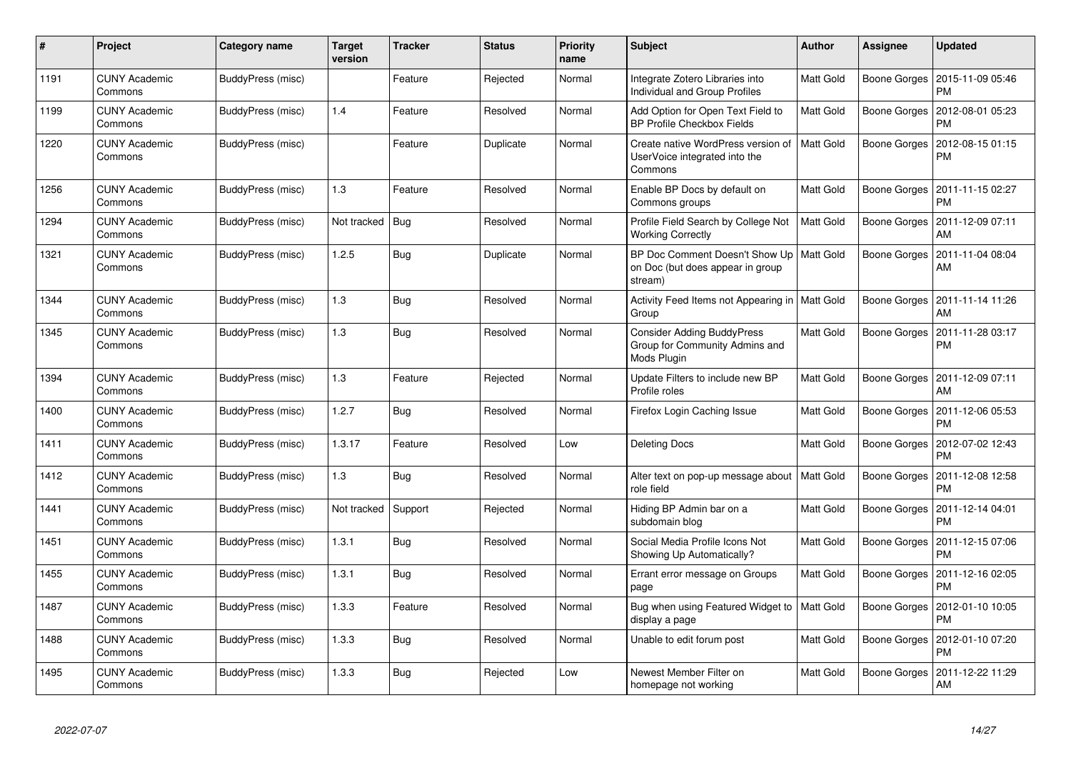| # | Project | Category name | Target version | Tracker | Status | Priority name | Subject | Author | Assignee | Updated |
|---|---|---|---|---|---|---|---|---|---|---|
| 1191 | CUNY Academic Commons | BuddyPress (misc) | | Feature | Rejected | Normal | Integrate Zotero Libraries into Individual and Group Profiles | Matt Gold | Boone Gorges | 2015-11-09 05:46 PM |
| 1199 | CUNY Academic Commons | BuddyPress (misc) | 1.4 | Feature | Resolved | Normal | Add Option for Open Text Field to BP Profile Checkbox Fields | Matt Gold | Boone Gorges | 2012-08-01 05:23 PM |
| 1220 | CUNY Academic Commons | BuddyPress (misc) | | Feature | Duplicate | Normal | Create native WordPress version of UserVoice integrated into the Commons | Matt Gold | Boone Gorges | 2012-08-15 01:15 PM |
| 1256 | CUNY Academic Commons | BuddyPress (misc) | 1.3 | Feature | Resolved | Normal | Enable BP Docs by default on Commons groups | Matt Gold | Boone Gorges | 2011-11-15 02:27 PM |
| 1294 | CUNY Academic Commons | BuddyPress (misc) | Not tracked | Bug | Resolved | Normal | Profile Field Search by College Not Working Correctly | Matt Gold | Boone Gorges | 2011-12-09 07:11 AM |
| 1321 | CUNY Academic Commons | BuddyPress (misc) | 1.2.5 | Bug | Duplicate | Normal | BP Doc Comment Doesn't Show Up on Doc (but does appear in group stream) | Matt Gold | Boone Gorges | 2011-11-04 08:04 AM |
| 1344 | CUNY Academic Commons | BuddyPress (misc) | 1.3 | Bug | Resolved | Normal | Activity Feed Items not Appearing in Group | Matt Gold | Boone Gorges | 2011-11-14 11:26 AM |
| 1345 | CUNY Academic Commons | BuddyPress (misc) | 1.3 | Bug | Resolved | Normal | Consider Adding BuddyPress Group for Community Admins and Mods Plugin | Matt Gold | Boone Gorges | 2011-11-28 03:17 PM |
| 1394 | CUNY Academic Commons | BuddyPress (misc) | 1.3 | Feature | Rejected | Normal | Update Filters to include new BP Profile roles | Matt Gold | Boone Gorges | 2011-12-09 07:11 AM |
| 1400 | CUNY Academic Commons | BuddyPress (misc) | 1.2.7 | Bug | Resolved | Normal | Firefox Login Caching Issue | Matt Gold | Boone Gorges | 2011-12-06 05:53 PM |
| 1411 | CUNY Academic Commons | BuddyPress (misc) | 1.3.17 | Feature | Resolved | Low | Deleting Docs | Matt Gold | Boone Gorges | 2012-07-02 12:43 PM |
| 1412 | CUNY Academic Commons | BuddyPress (misc) | 1.3 | Bug | Resolved | Normal | Alter text on pop-up message about role field | Matt Gold | Boone Gorges | 2011-12-08 12:58 PM |
| 1441 | CUNY Academic Commons | BuddyPress (misc) | Not tracked | Support | Rejected | Normal | Hiding BP Admin bar on a subdomain blog | Matt Gold | Boone Gorges | 2011-12-14 04:01 PM |
| 1451 | CUNY Academic Commons | BuddyPress (misc) | 1.3.1 | Bug | Resolved | Normal | Social Media Profile Icons Not Showing Up Automatically? | Matt Gold | Boone Gorges | 2011-12-15 07:06 PM |
| 1455 | CUNY Academic Commons | BuddyPress (misc) | 1.3.1 | Bug | Resolved | Normal | Errant error message on Groups page | Matt Gold | Boone Gorges | 2011-12-16 02:05 PM |
| 1487 | CUNY Academic Commons | BuddyPress (misc) | 1.3.3 | Feature | Resolved | Normal | Bug when using Featured Widget to display a page | Matt Gold | Boone Gorges | 2012-01-10 10:05 PM |
| 1488 | CUNY Academic Commons | BuddyPress (misc) | 1.3.3 | Bug | Resolved | Normal | Unable to edit forum post | Matt Gold | Boone Gorges | 2012-01-10 07:20 PM |
| 1495 | CUNY Academic Commons | BuddyPress (misc) | 1.3.3 | Bug | Rejected | Low | Newest Member Filter on homepage not working | Matt Gold | Boone Gorges | 2011-12-22 11:29 AM |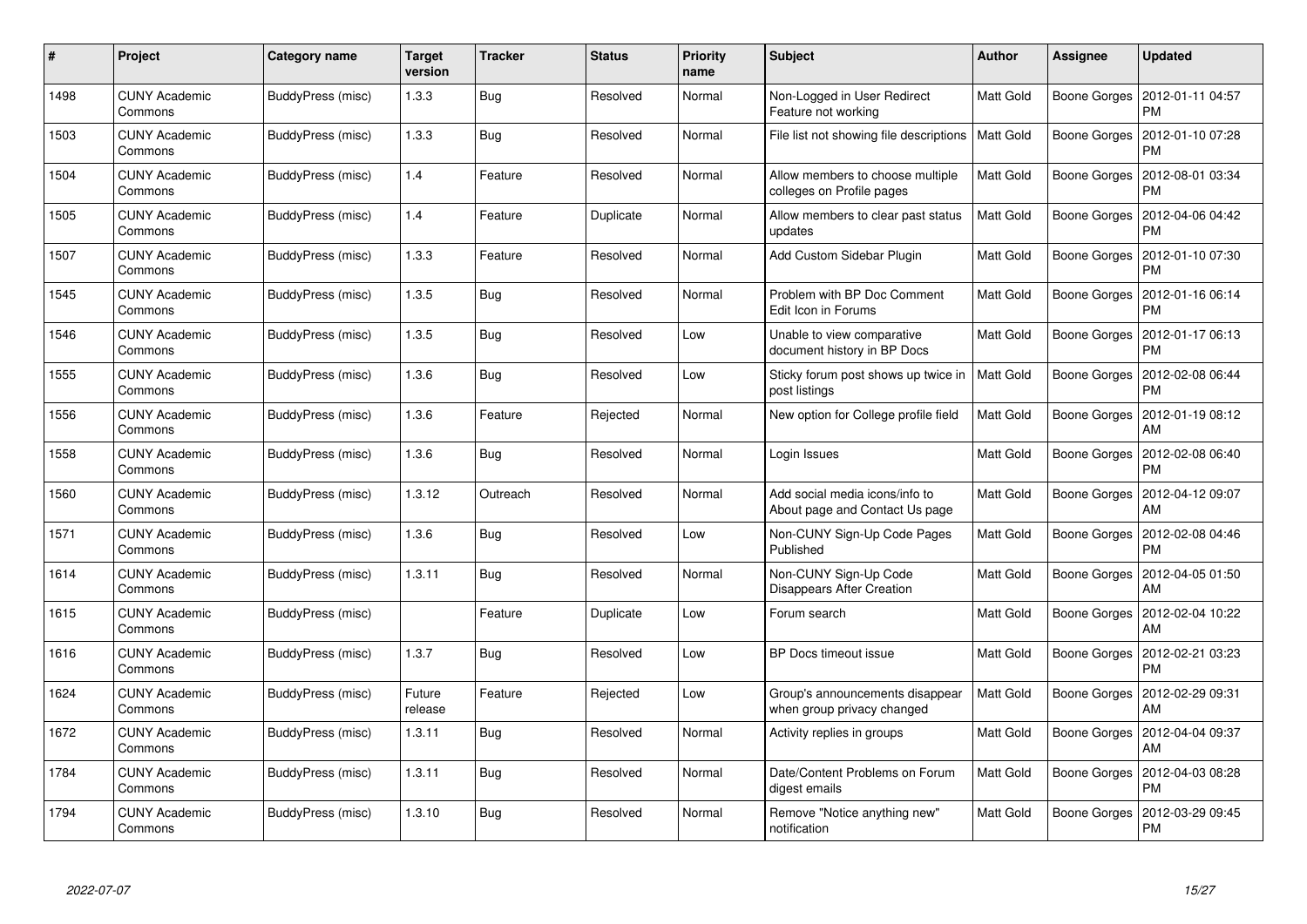| # | Project | Category name | Target version | Tracker | Status | Priority name | Subject | Author | Assignee | Updated |
|---|---|---|---|---|---|---|---|---|---|---|
| 1498 | CUNY Academic Commons | BuddyPress (misc) | 1.3.3 | Bug | Resolved | Normal | Non-Logged in User Redirect Feature not working | Matt Gold | Boone Gorges | 2012-01-11 04:57 PM |
| 1503 | CUNY Academic Commons | BuddyPress (misc) | 1.3.3 | Bug | Resolved | Normal | File list not showing file descriptions | Matt Gold | Boone Gorges | 2012-01-10 07:28 PM |
| 1504 | CUNY Academic Commons | BuddyPress (misc) | 1.4 | Feature | Resolved | Normal | Allow members to choose multiple colleges on Profile pages | Matt Gold | Boone Gorges | 2012-08-01 03:34 PM |
| 1505 | CUNY Academic Commons | BuddyPress (misc) | 1.4 | Feature | Duplicate | Normal | Allow members to clear past status updates | Matt Gold | Boone Gorges | 2012-04-06 04:42 PM |
| 1507 | CUNY Academic Commons | BuddyPress (misc) | 1.3.3 | Feature | Resolved | Normal | Add Custom Sidebar Plugin | Matt Gold | Boone Gorges | 2012-01-10 07:30 PM |
| 1545 | CUNY Academic Commons | BuddyPress (misc) | 1.3.5 | Bug | Resolved | Normal | Problem with BP Doc Comment Edit Icon in Forums | Matt Gold | Boone Gorges | 2012-01-16 06:14 PM |
| 1546 | CUNY Academic Commons | BuddyPress (misc) | 1.3.5 | Bug | Resolved | Low | Unable to view comparative document history in BP Docs | Matt Gold | Boone Gorges | 2012-01-17 06:13 PM |
| 1555 | CUNY Academic Commons | BuddyPress (misc) | 1.3.6 | Bug | Resolved | Low | Sticky forum post shows up twice in post listings | Matt Gold | Boone Gorges | 2012-02-08 06:44 PM |
| 1556 | CUNY Academic Commons | BuddyPress (misc) | 1.3.6 | Feature | Rejected | Normal | New option for College profile field | Matt Gold | Boone Gorges | 2012-01-19 08:12 AM |
| 1558 | CUNY Academic Commons | BuddyPress (misc) | 1.3.6 | Bug | Resolved | Normal | Login Issues | Matt Gold | Boone Gorges | 2012-02-08 06:40 PM |
| 1560 | CUNY Academic Commons | BuddyPress (misc) | 1.3.12 | Outreach | Resolved | Normal | Add social media icons/info to About page and Contact Us page | Matt Gold | Boone Gorges | 2012-04-12 09:07 AM |
| 1571 | CUNY Academic Commons | BuddyPress (misc) | 1.3.6 | Bug | Resolved | Low | Non-CUNY Sign-Up Code Pages Published | Matt Gold | Boone Gorges | 2012-02-08 04:46 PM |
| 1614 | CUNY Academic Commons | BuddyPress (misc) | 1.3.11 | Bug | Resolved | Normal | Non-CUNY Sign-Up Code Disappears After Creation | Matt Gold | Boone Gorges | 2012-04-05 01:50 AM |
| 1615 | CUNY Academic Commons | BuddyPress (misc) | | Feature | Duplicate | Low | Forum search | Matt Gold | Boone Gorges | 2012-02-04 10:22 AM |
| 1616 | CUNY Academic Commons | BuddyPress (misc) | 1.3.7 | Bug | Resolved | Low | BP Docs timeout issue | Matt Gold | Boone Gorges | 2012-02-21 03:23 PM |
| 1624 | CUNY Academic Commons | BuddyPress (misc) | Future release | Feature | Rejected | Low | Group's announcements disappear when group privacy changed | Matt Gold | Boone Gorges | 2012-02-29 09:31 AM |
| 1672 | CUNY Academic Commons | BuddyPress (misc) | 1.3.11 | Bug | Resolved | Normal | Activity replies in groups | Matt Gold | Boone Gorges | 2012-04-04 09:37 AM |
| 1784 | CUNY Academic Commons | BuddyPress (misc) | 1.3.11 | Bug | Resolved | Normal | Date/Content Problems on Forum digest emails | Matt Gold | Boone Gorges | 2012-04-03 08:28 PM |
| 1794 | CUNY Academic Commons | BuddyPress (misc) | 1.3.10 | Bug | Resolved | Normal | Remove "Notice anything new" notification | Matt Gold | Boone Gorges | 2012-03-29 09:45 PM |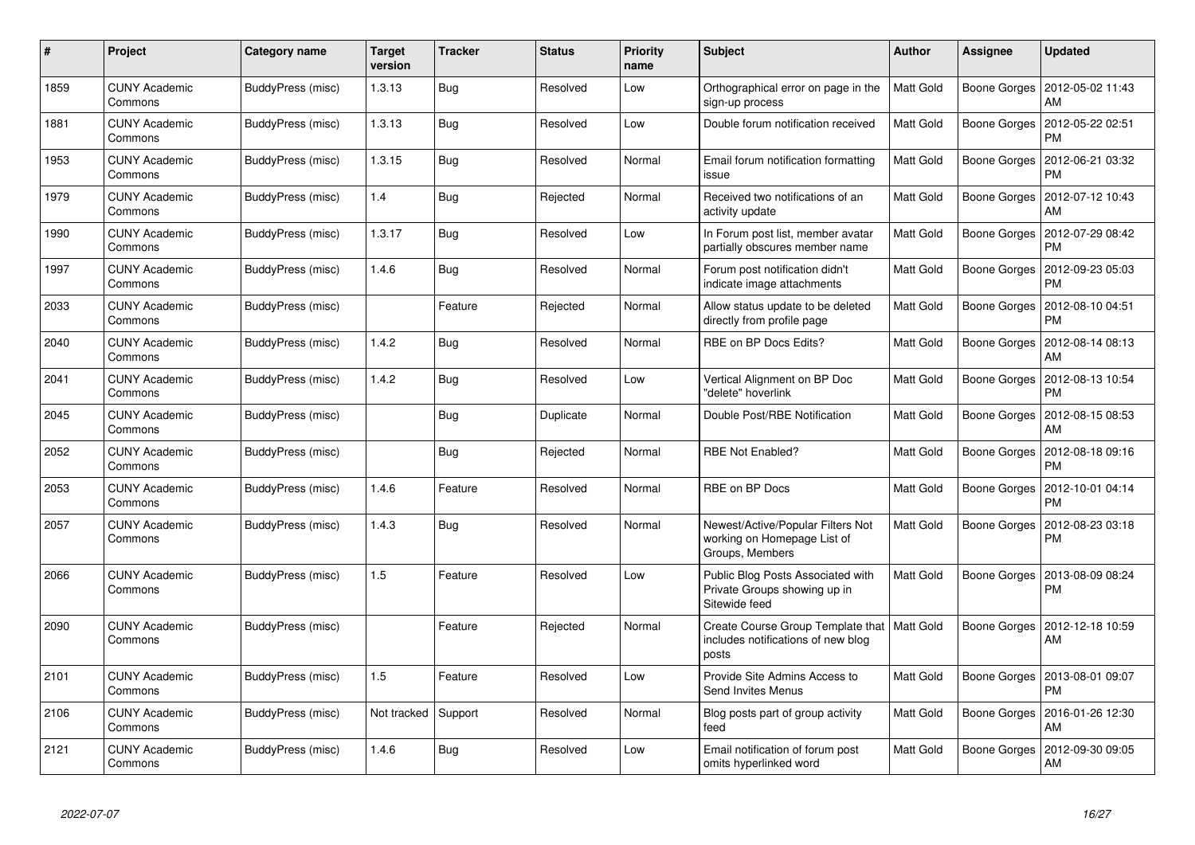| # | Project | Category name | Target version | Tracker | Status | Priority name | Subject | Author | Assignee | Updated |
|---|---|---|---|---|---|---|---|---|---|---|
| 1859 | CUNY Academic Commons | BuddyPress (misc) | 1.3.13 | Bug | Resolved | Low | Orthographical error on page in the sign-up process | Matt Gold | Boone Gorges | 2012-05-02 11:43 AM |
| 1881 | CUNY Academic Commons | BuddyPress (misc) | 1.3.13 | Bug | Resolved | Low | Double forum notification received | Matt Gold | Boone Gorges | 2012-05-22 02:51 PM |
| 1953 | CUNY Academic Commons | BuddyPress (misc) | 1.3.15 | Bug | Resolved | Normal | Email forum notification formatting issue | Matt Gold | Boone Gorges | 2012-06-21 03:32 PM |
| 1979 | CUNY Academic Commons | BuddyPress (misc) | 1.4 | Bug | Rejected | Normal | Received two notifications of an activity update | Matt Gold | Boone Gorges | 2012-07-12 10:43 AM |
| 1990 | CUNY Academic Commons | BuddyPress (misc) | 1.3.17 | Bug | Resolved | Low | In Forum post list, member avatar partially obscures member name | Matt Gold | Boone Gorges | 2012-07-29 08:42 PM |
| 1997 | CUNY Academic Commons | BuddyPress (misc) | 1.4.6 | Bug | Resolved | Normal | Forum post notification didn't indicate image attachments | Matt Gold | Boone Gorges | 2012-09-23 05:03 PM |
| 2033 | CUNY Academic Commons | BuddyPress (misc) | | Feature | Rejected | Normal | Allow status update to be deleted directly from profile page | Matt Gold | Boone Gorges | 2012-08-10 04:51 PM |
| 2040 | CUNY Academic Commons | BuddyPress (misc) | 1.4.2 | Bug | Resolved | Normal | RBE on BP Docs Edits? | Matt Gold | Boone Gorges | 2012-08-14 08:13 AM |
| 2041 | CUNY Academic Commons | BuddyPress (misc) | 1.4.2 | Bug | Resolved | Low | Vertical Alignment on BP Doc "delete" hoverlink | Matt Gold | Boone Gorges | 2012-08-13 10:54 PM |
| 2045 | CUNY Academic Commons | BuddyPress (misc) | | Bug | Duplicate | Normal | Double Post/RBE Notification | Matt Gold | Boone Gorges | 2012-08-15 08:53 AM |
| 2052 | CUNY Academic Commons | BuddyPress (misc) | | Bug | Rejected | Normal | RBE Not Enabled? | Matt Gold | Boone Gorges | 2012-08-18 09:16 PM |
| 2053 | CUNY Academic Commons | BuddyPress (misc) | 1.4.6 | Feature | Resolved | Normal | RBE on BP Docs | Matt Gold | Boone Gorges | 2012-10-01 04:14 PM |
| 2057 | CUNY Academic Commons | BuddyPress (misc) | 1.4.3 | Bug | Resolved | Normal | Newest/Active/Popular Filters Not working on Homepage List of Groups, Members | Matt Gold | Boone Gorges | 2012-08-23 03:18 PM |
| 2066 | CUNY Academic Commons | BuddyPress (misc) | 1.5 | Feature | Resolved | Low | Public Blog Posts Associated with Private Groups showing up in Sitewide feed | Matt Gold | Boone Gorges | 2013-08-09 08:24 PM |
| 2090 | CUNY Academic Commons | BuddyPress (misc) | | Feature | Rejected | Normal | Create Course Group Template that includes notifications of new blog posts | Matt Gold | Boone Gorges | 2012-12-18 10:59 AM |
| 2101 | CUNY Academic Commons | BuddyPress (misc) | 1.5 | Feature | Resolved | Low | Provide Site Admins Access to Send Invites Menus | Matt Gold | Boone Gorges | 2013-08-01 09:07 PM |
| 2106 | CUNY Academic Commons | BuddyPress (misc) | Not tracked | Support | Resolved | Normal | Blog posts part of group activity feed | Matt Gold | Boone Gorges | 2016-01-26 12:30 AM |
| 2121 | CUNY Academic Commons | BuddyPress (misc) | 1.4.6 | Bug | Resolved | Low | Email notification of forum post omits hyperlinked word | Matt Gold | Boone Gorges | 2012-09-30 09:05 AM |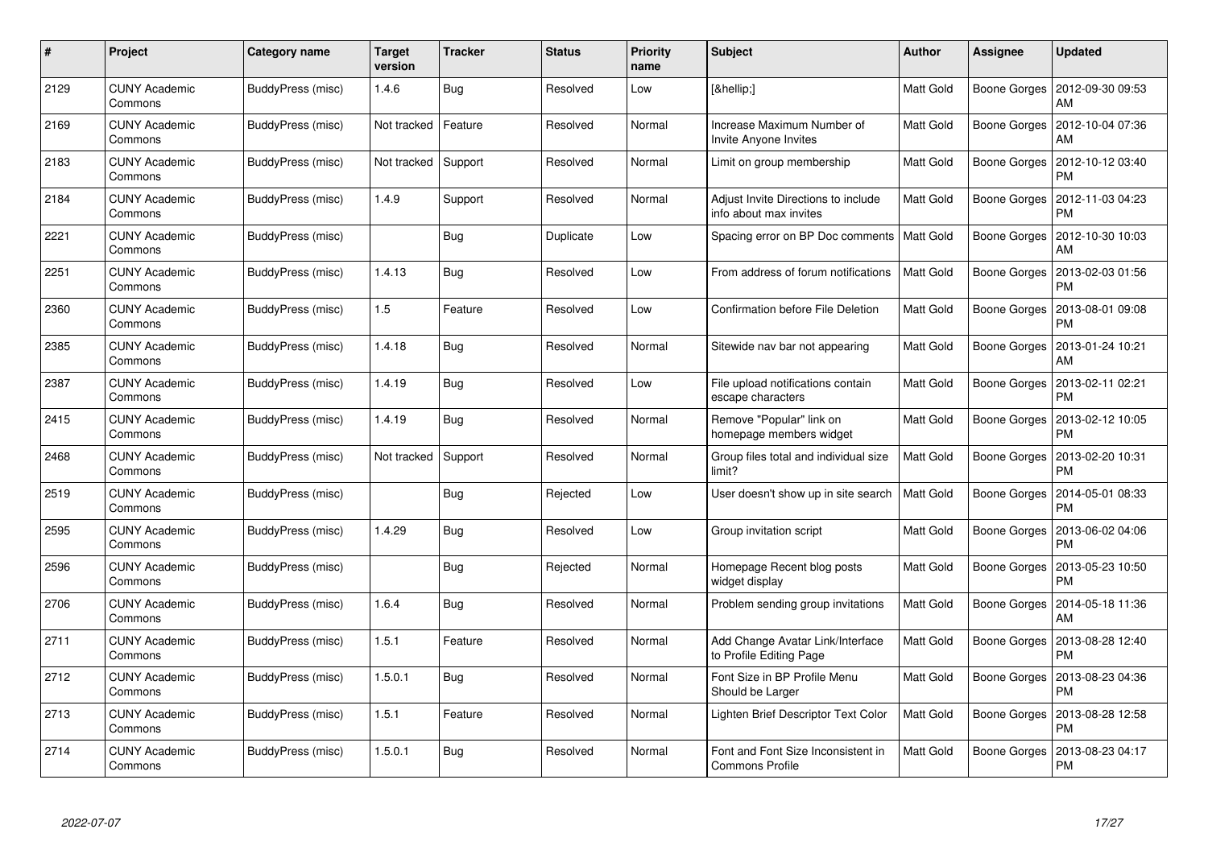| # | Project | Category name | Target version | Tracker | Status | Priority name | Subject | Author | Assignee | Updated |
|---|---|---|---|---|---|---|---|---|---|---|
| 2129 | CUNY Academic Commons | BuddyPress (misc) | 1.4.6 | Bug | Resolved | Low | [&hellip;] | Matt Gold | Boone Gorges | 2012-09-30 09:53 AM |
| 2169 | CUNY Academic Commons | BuddyPress (misc) | Not tracked | Feature | Resolved | Normal | Increase Maximum Number of Invite Anyone Invites | Matt Gold | Boone Gorges | 2012-10-04 07:36 AM |
| 2183 | CUNY Academic Commons | BuddyPress (misc) | Not tracked | Support | Resolved | Normal | Limit on group membership | Matt Gold | Boone Gorges | 2012-10-12 03:40 PM |
| 2184 | CUNY Academic Commons | BuddyPress (misc) | 1.4.9 | Support | Resolved | Normal | Adjust Invite Directions to include info about max invites | Matt Gold | Boone Gorges | 2012-11-03 04:23 PM |
| 2221 | CUNY Academic Commons | BuddyPress (misc) | | Bug | Duplicate | Low | Spacing error on BP Doc comments | Matt Gold | Boone Gorges | 2012-10-30 10:03 AM |
| 2251 | CUNY Academic Commons | BuddyPress (misc) | 1.4.13 | Bug | Resolved | Low | From address of forum notifications | Matt Gold | Boone Gorges | 2013-02-03 01:56 PM |
| 2360 | CUNY Academic Commons | BuddyPress (misc) | 1.5 | Feature | Resolved | Low | Confirmation before File Deletion | Matt Gold | Boone Gorges | 2013-08-01 09:08 PM |
| 2385 | CUNY Academic Commons | BuddyPress (misc) | 1.4.18 | Bug | Resolved | Normal | Sitewide nav bar not appearing | Matt Gold | Boone Gorges | 2013-01-24 10:21 AM |
| 2387 | CUNY Academic Commons | BuddyPress (misc) | 1.4.19 | Bug | Resolved | Low | File upload notifications contain escape characters | Matt Gold | Boone Gorges | 2013-02-11 02:21 PM |
| 2415 | CUNY Academic Commons | BuddyPress (misc) | 1.4.19 | Bug | Resolved | Normal | Remove "Popular" link on homepage members widget | Matt Gold | Boone Gorges | 2013-02-12 10:05 PM |
| 2468 | CUNY Academic Commons | BuddyPress (misc) | Not tracked | Support | Resolved | Normal | Group files total and individual size limit? | Matt Gold | Boone Gorges | 2013-02-20 10:31 PM |
| 2519 | CUNY Academic Commons | BuddyPress (misc) | | Bug | Rejected | Low | User doesn't show up in site search | Matt Gold | Boone Gorges | 2014-05-01 08:33 PM |
| 2595 | CUNY Academic Commons | BuddyPress (misc) | 1.4.29 | Bug | Resolved | Low | Group invitation script | Matt Gold | Boone Gorges | 2013-06-02 04:06 PM |
| 2596 | CUNY Academic Commons | BuddyPress (misc) | | Bug | Rejected | Normal | Homepage Recent blog posts widget display | Matt Gold | Boone Gorges | 2013-05-23 10:50 PM |
| 2706 | CUNY Academic Commons | BuddyPress (misc) | 1.6.4 | Bug | Resolved | Normal | Problem sending group invitations | Matt Gold | Boone Gorges | 2014-05-18 11:36 AM |
| 2711 | CUNY Academic Commons | BuddyPress (misc) | 1.5.1 | Feature | Resolved | Normal | Add Change Avatar Link/Interface to Profile Editing Page | Matt Gold | Boone Gorges | 2013-08-28 12:40 PM |
| 2712 | CUNY Academic Commons | BuddyPress (misc) | 1.5.0.1 | Bug | Resolved | Normal | Font Size in BP Profile Menu Should be Larger | Matt Gold | Boone Gorges | 2013-08-23 04:36 PM |
| 2713 | CUNY Academic Commons | BuddyPress (misc) | 1.5.1 | Feature | Resolved | Normal | Lighten Brief Descriptor Text Color | Matt Gold | Boone Gorges | 2013-08-28 12:58 PM |
| 2714 | CUNY Academic Commons | BuddyPress (misc) | 1.5.0.1 | Bug | Resolved | Normal | Font and Font Size Inconsistent in Commons Profile | Matt Gold | Boone Gorges | 2013-08-23 04:17 PM |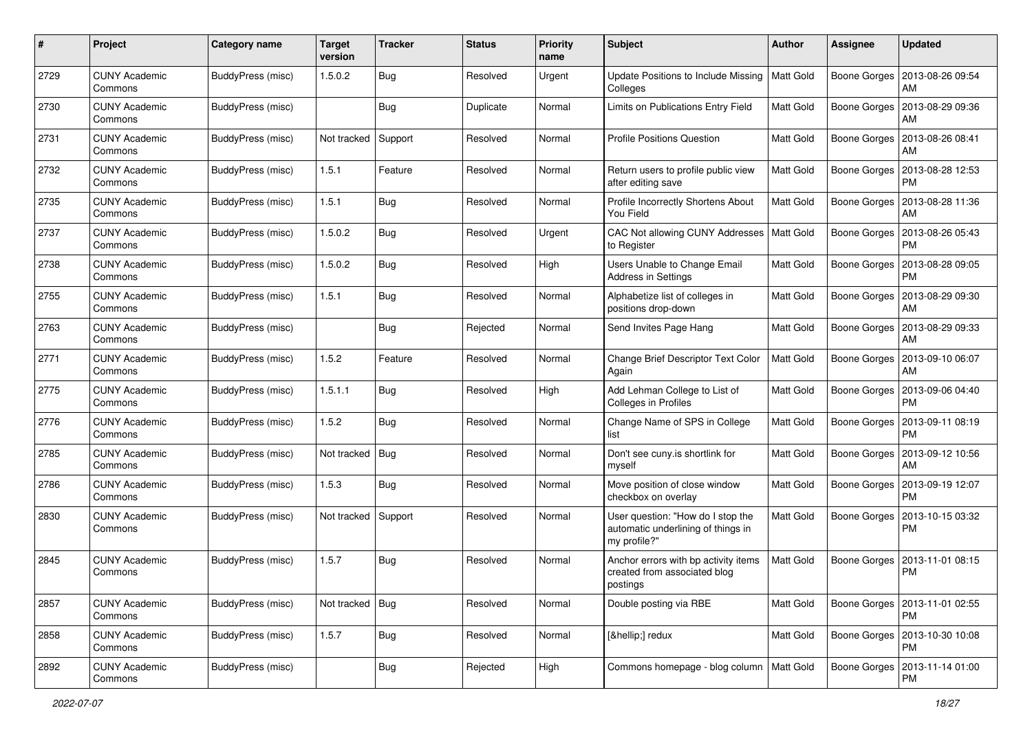| # | Project | Category name | Target version | Tracker | Status | Priority name | Subject | Author | Assignee | Updated |
|---|---|---|---|---|---|---|---|---|---|---|
| 2729 | CUNY Academic Commons | BuddyPress (misc) | 1.5.0.2 | Bug | Resolved | Urgent | Update Positions to Include Missing Colleges | Matt Gold | Boone Gorges | 2013-08-26 09:54 AM |
| 2730 | CUNY Academic Commons | BuddyPress (misc) | | Bug | Duplicate | Normal | Limits on Publications Entry Field | Matt Gold | Boone Gorges | 2013-08-29 09:36 AM |
| 2731 | CUNY Academic Commons | BuddyPress (misc) | Not tracked | Support | Resolved | Normal | Profile Positions Question | Matt Gold | Boone Gorges | 2013-08-26 08:41 AM |
| 2732 | CUNY Academic Commons | BuddyPress (misc) | 1.5.1 | Feature | Resolved | Normal | Return users to profile public view after editing save | Matt Gold | Boone Gorges | 2013-08-28 12:53 PM |
| 2735 | CUNY Academic Commons | BuddyPress (misc) | 1.5.1 | Bug | Resolved | Normal | Profile Incorrectly Shortens About You Field | Matt Gold | Boone Gorges | 2013-08-28 11:36 AM |
| 2737 | CUNY Academic Commons | BuddyPress (misc) | 1.5.0.2 | Bug | Resolved | Urgent | CAC Not allowing CUNY Addresses to Register | Matt Gold | Boone Gorges | 2013-08-26 05:43 PM |
| 2738 | CUNY Academic Commons | BuddyPress (misc) | 1.5.0.2 | Bug | Resolved | High | Users Unable to Change Email Address in Settings | Matt Gold | Boone Gorges | 2013-08-28 09:05 PM |
| 2755 | CUNY Academic Commons | BuddyPress (misc) | 1.5.1 | Bug | Resolved | Normal | Alphabetize list of colleges in positions drop-down | Matt Gold | Boone Gorges | 2013-08-29 09:30 AM |
| 2763 | CUNY Academic Commons | BuddyPress (misc) | | Bug | Rejected | Normal | Send Invites Page Hang | Matt Gold | Boone Gorges | 2013-08-29 09:33 AM |
| 2771 | CUNY Academic Commons | BuddyPress (misc) | 1.5.2 | Feature | Resolved | Normal | Change Brief Descriptor Text Color Again | Matt Gold | Boone Gorges | 2013-09-10 06:07 AM |
| 2775 | CUNY Academic Commons | BuddyPress (misc) | 1.5.1.1 | Bug | Resolved | High | Add Lehman College to List of Colleges in Profiles | Matt Gold | Boone Gorges | 2013-09-06 04:40 PM |
| 2776 | CUNY Academic Commons | BuddyPress (misc) | 1.5.2 | Bug | Resolved | Normal | Change Name of SPS in College list | Matt Gold | Boone Gorges | 2013-09-11 08:19 PM |
| 2785 | CUNY Academic Commons | BuddyPress (misc) | Not tracked | Bug | Resolved | Normal | Don't see cuny.is shortlink for myself | Matt Gold | Boone Gorges | 2013-09-12 10:56 AM |
| 2786 | CUNY Academic Commons | BuddyPress (misc) | 1.5.3 | Bug | Resolved | Normal | Move position of close window checkbox on overlay | Matt Gold | Boone Gorges | 2013-09-19 12:07 PM |
| 2830 | CUNY Academic Commons | BuddyPress (misc) | Not tracked | Support | Resolved | Normal | User question: "How do I stop the automatic underlining of things in my profile?" | Matt Gold | Boone Gorges | 2013-10-15 03:32 PM |
| 2845 | CUNY Academic Commons | BuddyPress (misc) | 1.5.7 | Bug | Resolved | Normal | Anchor errors with bp activity items created from associated blog postings | Matt Gold | Boone Gorges | 2013-11-01 08:15 PM |
| 2857 | CUNY Academic Commons | BuddyPress (misc) | Not tracked | Bug | Resolved | Normal | Double posting via RBE | Matt Gold | Boone Gorges | 2013-11-01 02:55 PM |
| 2858 | CUNY Academic Commons | BuddyPress (misc) | 1.5.7 | Bug | Resolved | Normal | [&hellip;] redux | Matt Gold | Boone Gorges | 2013-10-30 10:08 PM |
| 2892 | CUNY Academic Commons | BuddyPress (misc) | | Bug | Rejected | High | Commons homepage - blog column | Matt Gold | Boone Gorges | 2013-11-14 01:00 PM |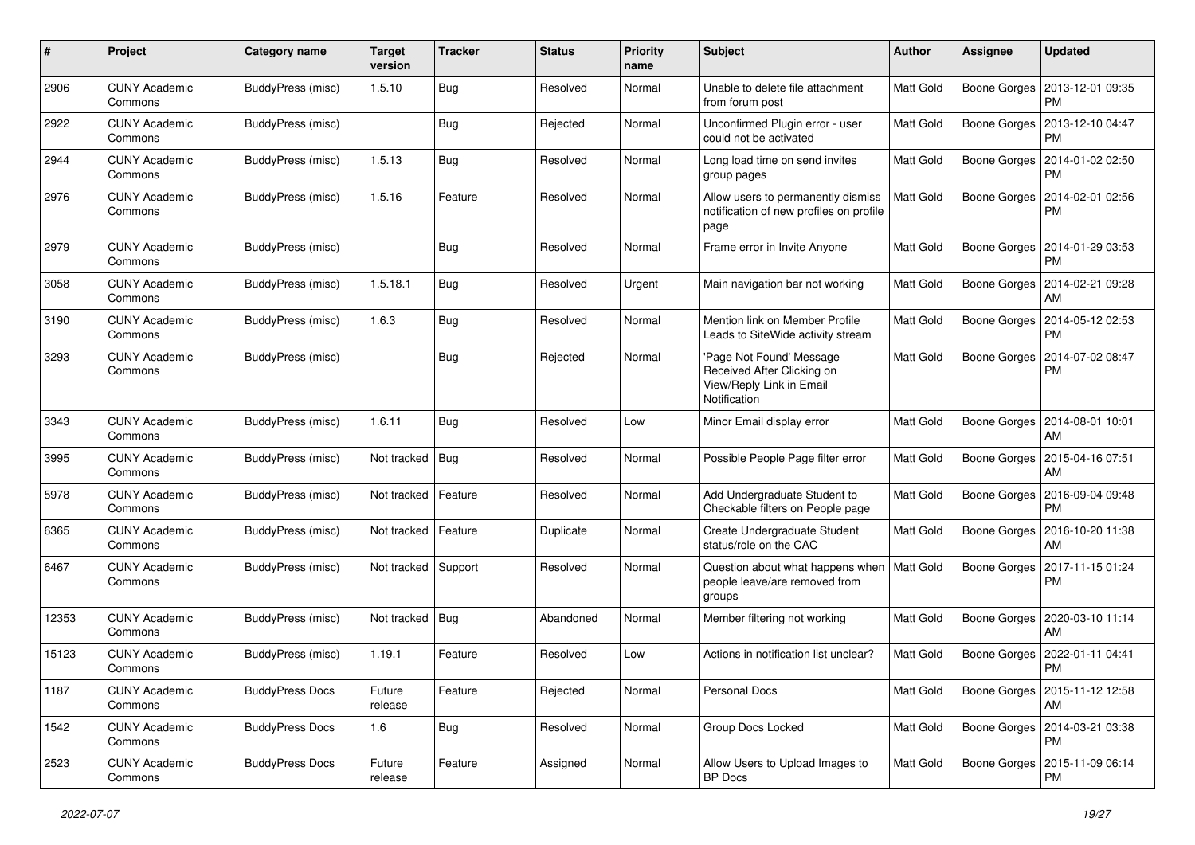| # | Project | Category name | Target version | Tracker | Status | Priority name | Subject | Author | Assignee | Updated |
|---|---|---|---|---|---|---|---|---|---|---|
| 2906 | CUNY Academic Commons | BuddyPress (misc) | 1.5.10 | Bug | Resolved | Normal | Unable to delete file attachment from forum post | Matt Gold | Boone Gorges | 2013-12-01 09:35 PM |
| 2922 | CUNY Academic Commons | BuddyPress (misc) | | Bug | Rejected | Normal | Unconfirmed Plugin error - user could not be activated | Matt Gold | Boone Gorges | 2013-12-10 04:47 PM |
| 2944 | CUNY Academic Commons | BuddyPress (misc) | 1.5.13 | Bug | Resolved | Normal | Long load time on send invites group pages | Matt Gold | Boone Gorges | 2014-01-02 02:50 PM |
| 2976 | CUNY Academic Commons | BuddyPress (misc) | 1.5.16 | Feature | Resolved | Normal | Allow users to permanently dismiss notification of new profiles on profile page | Matt Gold | Boone Gorges | 2014-02-01 02:56 PM |
| 2979 | CUNY Academic Commons | BuddyPress (misc) | | Bug | Resolved | Normal | Frame error in Invite Anyone | Matt Gold | Boone Gorges | 2014-01-29 03:53 PM |
| 3058 | CUNY Academic Commons | BuddyPress (misc) | 1.5.18.1 | Bug | Resolved | Urgent | Main navigation bar not working | Matt Gold | Boone Gorges | 2014-02-21 09:28 AM |
| 3190 | CUNY Academic Commons | BuddyPress (misc) | 1.6.3 | Bug | Resolved | Normal | Mention link on Member Profile Leads to SiteWide activity stream | Matt Gold | Boone Gorges | 2014-05-12 02:53 PM |
| 3293 | CUNY Academic Commons | BuddyPress (misc) | | Bug | Rejected | Normal | 'Page Not Found' Message Received After Clicking on View/Reply Link in Email Notification | Matt Gold | Boone Gorges | 2014-07-02 08:47 PM |
| 3343 | CUNY Academic Commons | BuddyPress (misc) | 1.6.11 | Bug | Resolved | Low | Minor Email display error | Matt Gold | Boone Gorges | 2014-08-01 10:01 AM |
| 3995 | CUNY Academic Commons | BuddyPress (misc) | Not tracked | Bug | Resolved | Normal | Possible People Page filter error | Matt Gold | Boone Gorges | 2015-04-16 07:51 AM |
| 5978 | CUNY Academic Commons | BuddyPress (misc) | Not tracked | Feature | Resolved | Normal | Add Undergraduate Student to Checkable filters on People page | Matt Gold | Boone Gorges | 2016-09-04 09:48 PM |
| 6365 | CUNY Academic Commons | BuddyPress (misc) | Not tracked | Feature | Duplicate | Normal | Create Undergraduate Student status/role on the CAC | Matt Gold | Boone Gorges | 2016-10-20 11:38 AM |
| 6467 | CUNY Academic Commons | BuddyPress (misc) | Not tracked | Support | Resolved | Normal | Question about what happens when people leave/are removed from groups | Matt Gold | Boone Gorges | 2017-11-15 01:24 PM |
| 12353 | CUNY Academic Commons | BuddyPress (misc) | Not tracked | Bug | Abandoned | Normal | Member filtering not working | Matt Gold | Boone Gorges | 2020-03-10 11:14 AM |
| 15123 | CUNY Academic Commons | BuddyPress (misc) | 1.19.1 | Feature | Resolved | Low | Actions in notification list unclear? | Matt Gold | Boone Gorges | 2022-01-11 04:41 PM |
| 1187 | CUNY Academic Commons | BuddyPress Docs | Future release | Feature | Rejected | Normal | Personal Docs | Matt Gold | Boone Gorges | 2015-11-12 12:58 AM |
| 1542 | CUNY Academic Commons | BuddyPress Docs | 1.6 | Bug | Resolved | Normal | Group Docs Locked | Matt Gold | Boone Gorges | 2014-03-21 03:38 PM |
| 2523 | CUNY Academic Commons | BuddyPress Docs | Future release | Feature | Assigned | Normal | Allow Users to Upload Images to BP Docs | Matt Gold | Boone Gorges | 2015-11-09 06:14 PM |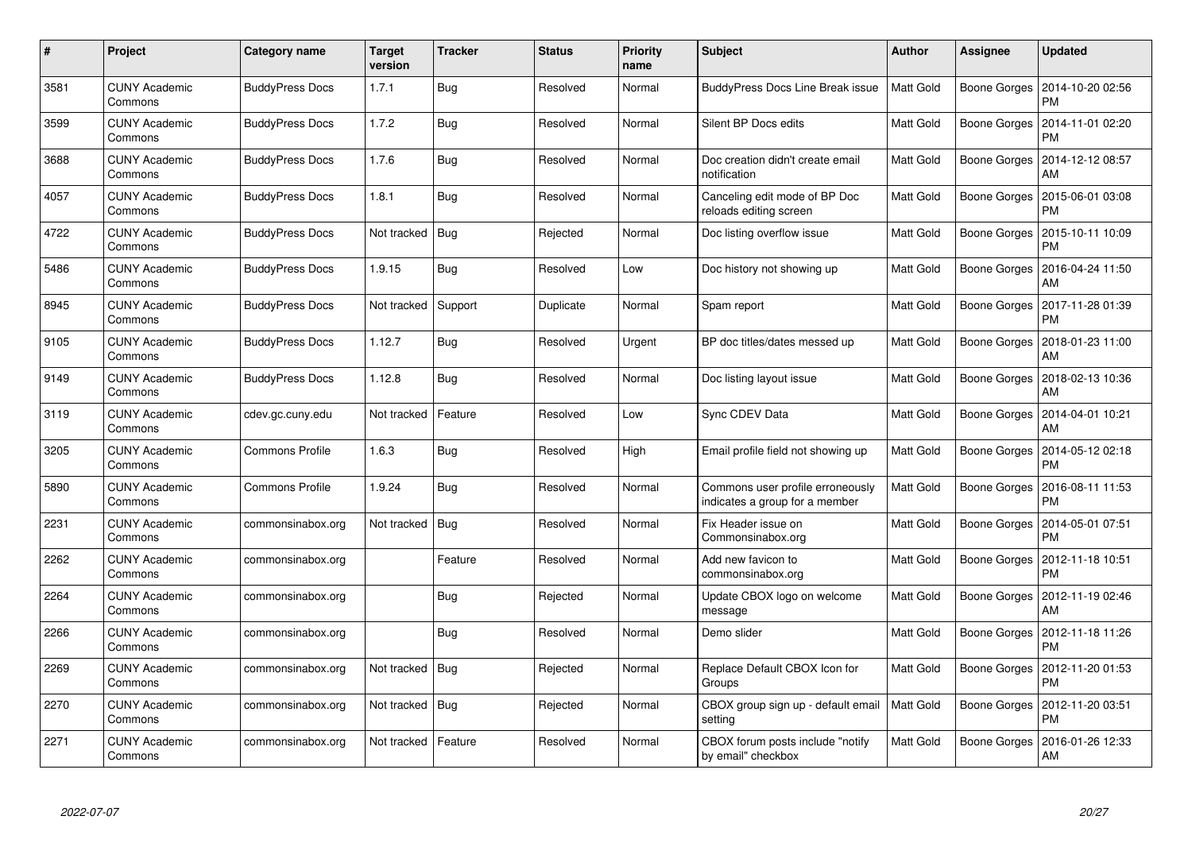| # | Project | Category name | Target version | Tracker | Status | Priority name | Subject | Author | Assignee | Updated |
|---|---|---|---|---|---|---|---|---|---|---|
| 3581 | CUNY Academic Commons | BuddyPress Docs | 1.7.1 | Bug | Resolved | Normal | BuddyPress Docs Line Break issue | Matt Gold | Boone Gorges | 2014-10-20 02:56 PM |
| 3599 | CUNY Academic Commons | BuddyPress Docs | 1.7.2 | Bug | Resolved | Normal | Silent BP Docs edits | Matt Gold | Boone Gorges | 2014-11-01 02:20 PM |
| 3688 | CUNY Academic Commons | BuddyPress Docs | 1.7.6 | Bug | Resolved | Normal | Doc creation didn't create email notification | Matt Gold | Boone Gorges | 2014-12-12 08:57 AM |
| 4057 | CUNY Academic Commons | BuddyPress Docs | 1.8.1 | Bug | Resolved | Normal | Canceling edit mode of BP Doc reloads editing screen | Matt Gold | Boone Gorges | 2015-06-01 03:08 PM |
| 4722 | CUNY Academic Commons | BuddyPress Docs | Not tracked | Bug | Rejected | Normal | Doc listing overflow issue | Matt Gold | Boone Gorges | 2015-10-11 10:09 PM |
| 5486 | CUNY Academic Commons | BuddyPress Docs | 1.9.15 | Bug | Resolved | Low | Doc history not showing up | Matt Gold | Boone Gorges | 2016-04-24 11:50 AM |
| 8945 | CUNY Academic Commons | BuddyPress Docs | Not tracked | Support | Duplicate | Normal | Spam report | Matt Gold | Boone Gorges | 2017-11-28 01:39 PM |
| 9105 | CUNY Academic Commons | BuddyPress Docs | 1.12.7 | Bug | Resolved | Urgent | BP doc titles/dates messed up | Matt Gold | Boone Gorges | 2018-01-23 11:00 AM |
| 9149 | CUNY Academic Commons | BuddyPress Docs | 1.12.8 | Bug | Resolved | Normal | Doc listing layout issue | Matt Gold | Boone Gorges | 2018-02-13 10:36 AM |
| 3119 | CUNY Academic Commons | cdev.gc.cuny.edu | Not tracked | Feature | Resolved | Low | Sync CDEV Data | Matt Gold | Boone Gorges | 2014-04-01 10:21 AM |
| 3205 | CUNY Academic Commons | Commons Profile | 1.6.3 | Bug | Resolved | High | Email profile field not showing up | Matt Gold | Boone Gorges | 2014-05-12 02:18 PM |
| 5890 | CUNY Academic Commons | Commons Profile | 1.9.24 | Bug | Resolved | Normal | Commons user profile erroneously indicates a group for a member | Matt Gold | Boone Gorges | 2016-08-11 11:53 PM |
| 2231 | CUNY Academic Commons | commonsinabox.org | Not tracked | Bug | Resolved | Normal | Fix Header issue on Commonsinabox.org | Matt Gold | Boone Gorges | 2014-05-01 07:51 PM |
| 2262 | CUNY Academic Commons | commonsinabox.org | | Feature | Resolved | Normal | Add new favicon to commonsinabox.org | Matt Gold | Boone Gorges | 2012-11-18 10:51 PM |
| 2264 | CUNY Academic Commons | commonsinabox.org | | Bug | Rejected | Normal | Update CBOX logo on welcome message | Matt Gold | Boone Gorges | 2012-11-19 02:46 AM |
| 2266 | CUNY Academic Commons | commonsinabox.org | | Bug | Resolved | Normal | Demo slider | Matt Gold | Boone Gorges | 2012-11-18 11:26 PM |
| 2269 | CUNY Academic Commons | commonsinabox.org | Not tracked | Bug | Rejected | Normal | Replace Default CBOX Icon for Groups | Matt Gold | Boone Gorges | 2012-11-20 01:53 PM |
| 2270 | CUNY Academic Commons | commonsinabox.org | Not tracked | Bug | Rejected | Normal | CBOX group sign up - default email setting | Matt Gold | Boone Gorges | 2012-11-20 03:51 PM |
| 2271 | CUNY Academic Commons | commonsinabox.org | Not tracked | Feature | Resolved | Normal | CBOX forum posts include "notify by email" checkbox | Matt Gold | Boone Gorges | 2016-01-26 12:33 AM |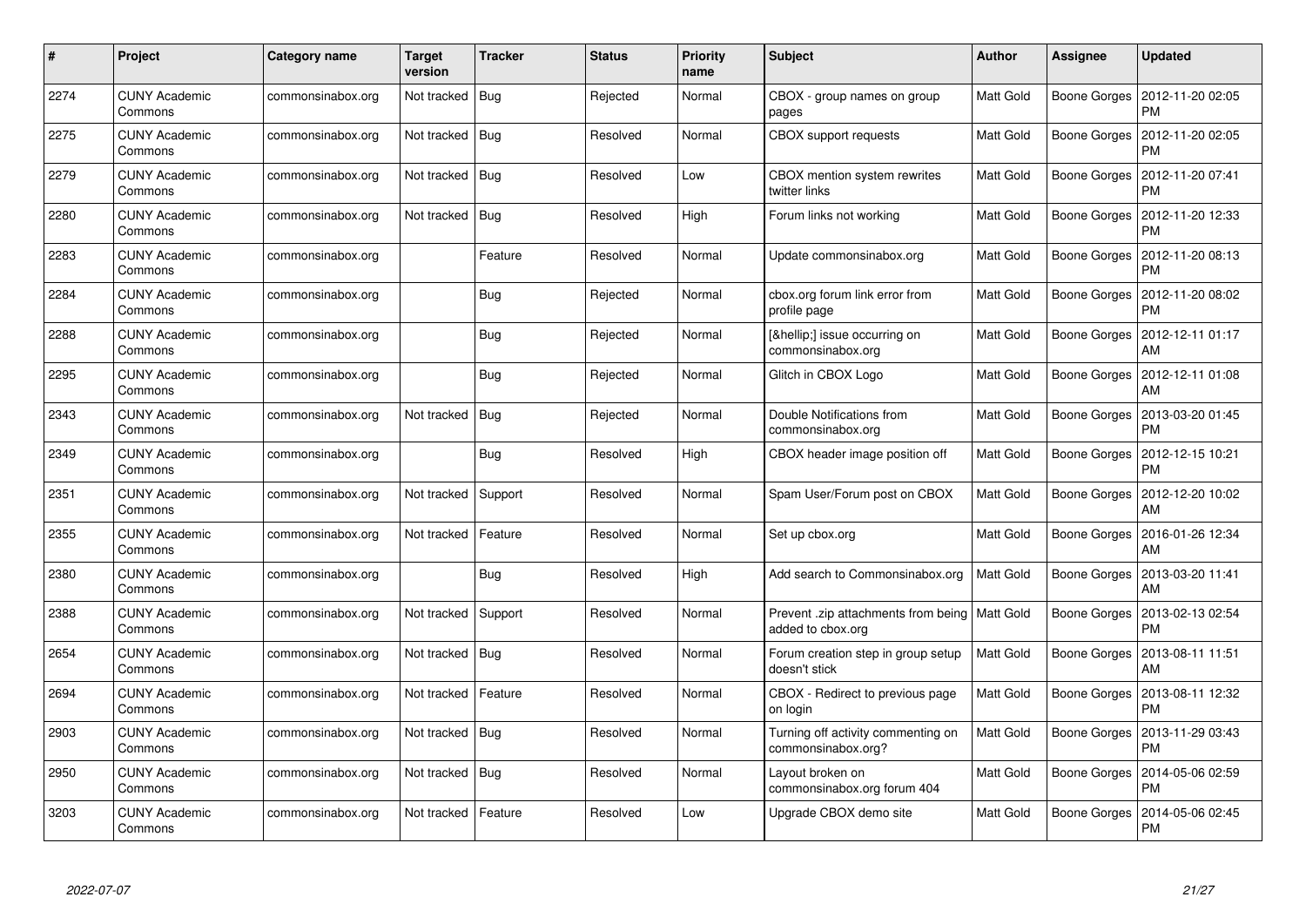| # | Project | Category name | Target version | Tracker | Status | Priority name | Subject | Author | Assignee | Updated |
|---|---|---|---|---|---|---|---|---|---|---|
| 2274 | CUNY Academic Commons | commonsinabox.org | Not tracked | Bug | Rejected | Normal | CBOX - group names on group pages | Matt Gold | Boone Gorges | 2012-11-20 02:05 PM |
| 2275 | CUNY Academic Commons | commonsinabox.org | Not tracked | Bug | Resolved | Normal | CBOX support requests | Matt Gold | Boone Gorges | 2012-11-20 02:05 PM |
| 2279 | CUNY Academic Commons | commonsinabox.org | Not tracked | Bug | Resolved | Low | CBOX mention system rewrites twitter links | Matt Gold | Boone Gorges | 2012-11-20 07:41 PM |
| 2280 | CUNY Academic Commons | commonsinabox.org | Not tracked | Bug | Resolved | High | Forum links not working | Matt Gold | Boone Gorges | 2012-11-20 12:33 PM |
| 2283 | CUNY Academic Commons | commonsinabox.org | | Feature | Resolved | Normal | Update commonsinabox.org | Matt Gold | Boone Gorges | 2012-11-20 08:13 PM |
| 2284 | CUNY Academic Commons | commonsinabox.org | | Bug | Rejected | Normal | cbox.org forum link error from profile page | Matt Gold | Boone Gorges | 2012-11-20 08:02 PM |
| 2288 | CUNY Academic Commons | commonsinabox.org | | Bug | Rejected | Normal | [&hellip;] issue occurring on commonsinabox.org | Matt Gold | Boone Gorges | 2012-12-11 01:17 AM |
| 2295 | CUNY Academic Commons | commonsinabox.org | | Bug | Rejected | Normal | Glitch in CBOX Logo | Matt Gold | Boone Gorges | 2012-12-11 01:08 AM |
| 2343 | CUNY Academic Commons | commonsinabox.org | Not tracked | Bug | Rejected | Normal | Double Notifications from commonsinabox.org | Matt Gold | Boone Gorges | 2013-03-20 01:45 PM |
| 2349 | CUNY Academic Commons | commonsinabox.org | | Bug | Resolved | High | CBOX header image position off | Matt Gold | Boone Gorges | 2012-12-15 10:21 PM |
| 2351 | CUNY Academic Commons | commonsinabox.org | Not tracked | Support | Resolved | Normal | Spam User/Forum post on CBOX | Matt Gold | Boone Gorges | 2012-12-20 10:02 AM |
| 2355 | CUNY Academic Commons | commonsinabox.org | Not tracked | Feature | Resolved | Normal | Set up cbox.org | Matt Gold | Boone Gorges | 2016-01-26 12:34 AM |
| 2380 | CUNY Academic Commons | commonsinabox.org | | Bug | Resolved | High | Add search to Commonsinabox.org | Matt Gold | Boone Gorges | 2013-03-20 11:41 AM |
| 2388 | CUNY Academic Commons | commonsinabox.org | Not tracked | Support | Resolved | Normal | Prevent .zip attachments from being added to cbox.org | Matt Gold | Boone Gorges | 2013-02-13 02:54 PM |
| 2654 | CUNY Academic Commons | commonsinabox.org | Not tracked | Bug | Resolved | Normal | Forum creation step in group setup doesn't stick | Matt Gold | Boone Gorges | 2013-08-11 11:51 AM |
| 2694 | CUNY Academic Commons | commonsinabox.org | Not tracked | Feature | Resolved | Normal | CBOX - Redirect to previous page on login | Matt Gold | Boone Gorges | 2013-08-11 12:32 PM |
| 2903 | CUNY Academic Commons | commonsinabox.org | Not tracked | Bug | Resolved | Normal | Turning off activity commenting on commonsinabox.org? | Matt Gold | Boone Gorges | 2013-11-29 03:43 PM |
| 2950 | CUNY Academic Commons | commonsinabox.org | Not tracked | Bug | Resolved | Normal | Layout broken on commonsinabox.org forum 404 | Matt Gold | Boone Gorges | 2014-05-06 02:59 PM |
| 3203 | CUNY Academic Commons | commonsinabox.org | Not tracked | Feature | Resolved | Low | Upgrade CBOX demo site | Matt Gold | Boone Gorges | 2014-05-06 02:45 PM |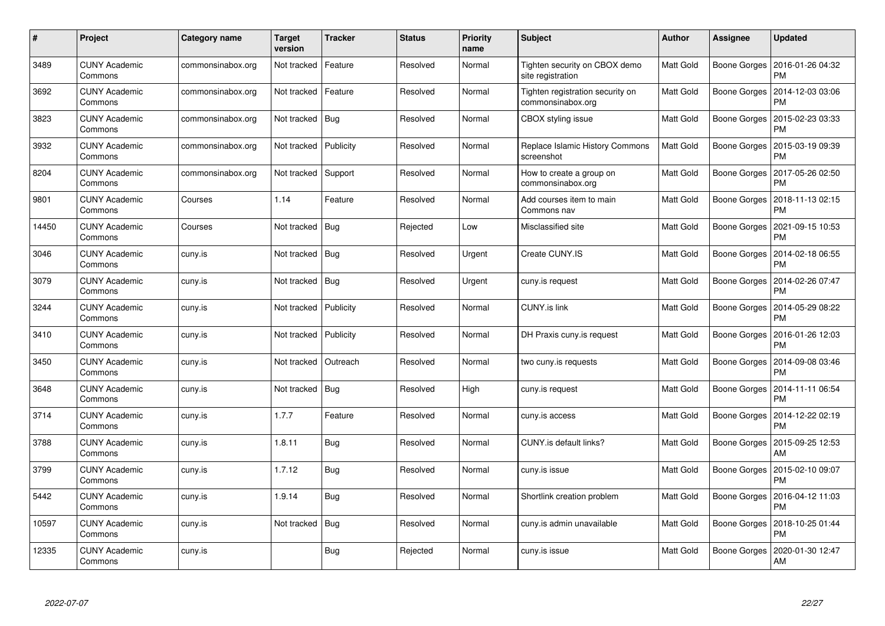| # | Project | Category name | Target version | Tracker | Status | Priority name | Subject | Author | Assignee | Updated |
|---|---|---|---|---|---|---|---|---|---|---|
| 3489 | CUNY Academic Commons | commonsinabox.org | Not tracked | Feature | Resolved | Normal | Tighten security on CBOX demo site registration | Matt Gold | Boone Gorges | 2016-01-26 04:32 PM |
| 3692 | CUNY Academic Commons | commonsinabox.org | Not tracked | Feature | Resolved | Normal | Tighten registration security on commonsinabox.org | Matt Gold | Boone Gorges | 2014-12-03 03:06 PM |
| 3823 | CUNY Academic Commons | commonsinabox.org | Not tracked | Bug | Resolved | Normal | CBOX styling issue | Matt Gold | Boone Gorges | 2015-02-23 03:33 PM |
| 3932 | CUNY Academic Commons | commonsinabox.org | Not tracked | Publicity | Resolved | Normal | Replace Islamic History Commons screenshot | Matt Gold | Boone Gorges | 2015-03-19 09:39 PM |
| 8204 | CUNY Academic Commons | commonsinabox.org | Not tracked | Support | Resolved | Normal | How to create a group on commonsinabox.org | Matt Gold | Boone Gorges | 2017-05-26 02:50 PM |
| 9801 | CUNY Academic Commons | Courses | 1.14 | Feature | Resolved | Normal | Add courses item to main Commons nav | Matt Gold | Boone Gorges | 2018-11-13 02:15 PM |
| 14450 | CUNY Academic Commons | Courses | Not tracked | Bug | Rejected | Low | Misclassified site | Matt Gold | Boone Gorges | 2021-09-15 10:53 PM |
| 3046 | CUNY Academic Commons | cuny.is | Not tracked | Bug | Resolved | Urgent | Create CUNY.IS | Matt Gold | Boone Gorges | 2014-02-18 06:55 PM |
| 3079 | CUNY Academic Commons | cuny.is | Not tracked | Bug | Resolved | Urgent | cuny.is request | Matt Gold | Boone Gorges | 2014-02-26 07:47 PM |
| 3244 | CUNY Academic Commons | cuny.is | Not tracked | Publicity | Resolved | Normal | CUNY.is link | Matt Gold | Boone Gorges | 2014-05-29 08:22 PM |
| 3410 | CUNY Academic Commons | cuny.is | Not tracked | Publicity | Resolved | Normal | DH Praxis cuny.is request | Matt Gold | Boone Gorges | 2016-01-26 12:03 PM |
| 3450 | CUNY Academic Commons | cuny.is | Not tracked | Outreach | Resolved | Normal | two cuny.is requests | Matt Gold | Boone Gorges | 2014-09-08 03:46 PM |
| 3648 | CUNY Academic Commons | cuny.is | Not tracked | Bug | Resolved | High | cuny.is request | Matt Gold | Boone Gorges | 2014-11-11 06:54 PM |
| 3714 | CUNY Academic Commons | cuny.is | 1.7.7 | Feature | Resolved | Normal | cuny.is access | Matt Gold | Boone Gorges | 2014-12-22 02:19 PM |
| 3788 | CUNY Academic Commons | cuny.is | 1.8.11 | Bug | Resolved | Normal | CUNY.is default links? | Matt Gold | Boone Gorges | 2015-09-25 12:53 AM |
| 3799 | CUNY Academic Commons | cuny.is | 1.7.12 | Bug | Resolved | Normal | cuny.is issue | Matt Gold | Boone Gorges | 2015-02-10 09:07 PM |
| 5442 | CUNY Academic Commons | cuny.is | 1.9.14 | Bug | Resolved | Normal | Shortlink creation problem | Matt Gold | Boone Gorges | 2016-04-12 11:03 PM |
| 10597 | CUNY Academic Commons | cuny.is | Not tracked | Bug | Resolved | Normal | cuny.is admin unavailable | Matt Gold | Boone Gorges | 2018-10-25 01:44 PM |
| 12335 | CUNY Academic Commons | cuny.is | | Bug | Rejected | Normal | cuny.is issue | Matt Gold | Boone Gorges | 2020-01-30 12:47 AM |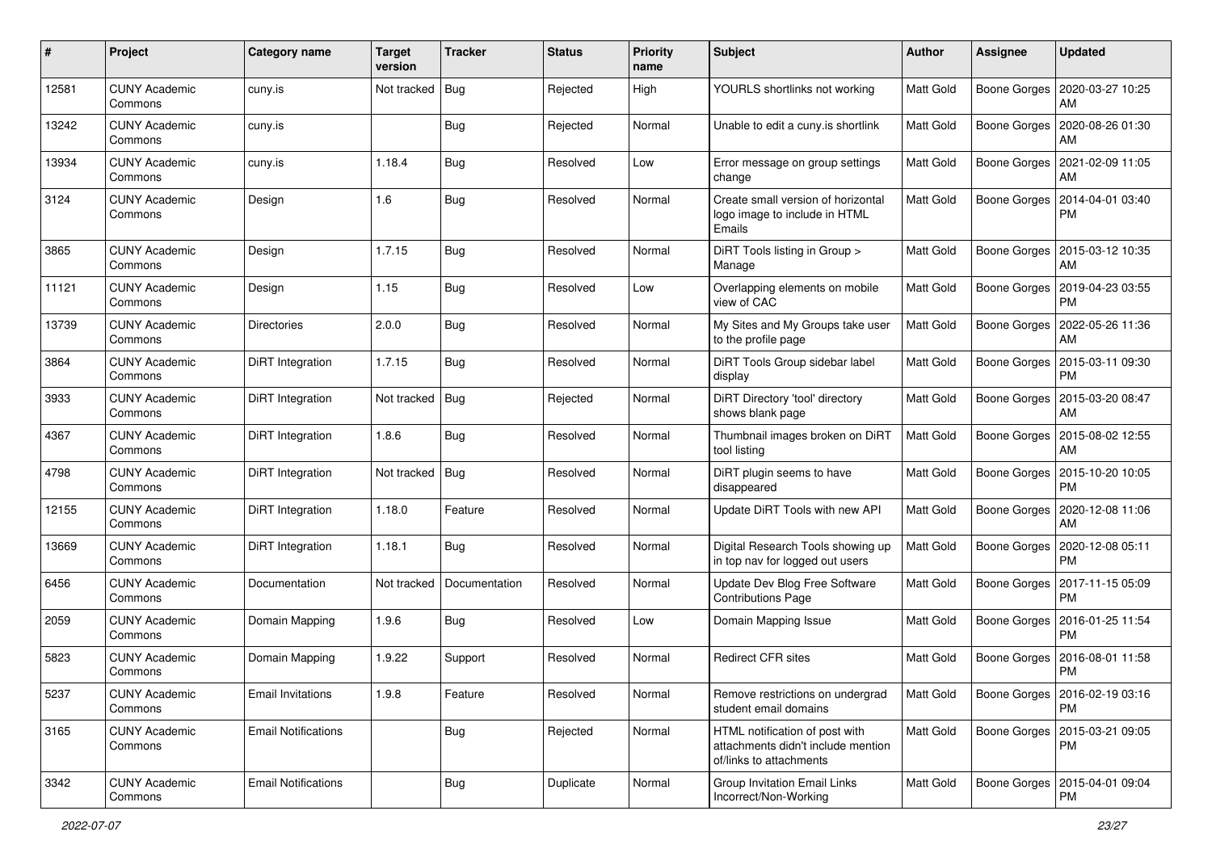| # | Project | Category name | Target version | Tracker | Status | Priority name | Subject | Author | Assignee | Updated |
|---|---|---|---|---|---|---|---|---|---|---|
| 12581 | CUNY Academic Commons | cuny.is | Not tracked | Bug | Rejected | High | YOURLS shortlinks not working | Matt Gold | Boone Gorges | 2020-03-27 10:25 AM |
| 13242 | CUNY Academic Commons | cuny.is | | Bug | Rejected | Normal | Unable to edit a cuny.is shortlink | Matt Gold | Boone Gorges | 2020-08-26 01:30 AM |
| 13934 | CUNY Academic Commons | cuny.is | 1.18.4 | Bug | Resolved | Low | Error message on group settings change | Matt Gold | Boone Gorges | 2021-02-09 11:05 AM |
| 3124 | CUNY Academic Commons | Design | 1.6 | Bug | Resolved | Normal | Create small version of horizontal logo image to include in HTML Emails | Matt Gold | Boone Gorges | 2014-04-01 03:40 PM |
| 3865 | CUNY Academic Commons | Design | 1.7.15 | Bug | Resolved | Normal | DiRT Tools listing in Group > Manage | Matt Gold | Boone Gorges | 2015-03-12 10:35 AM |
| 11121 | CUNY Academic Commons | Design | 1.15 | Bug | Resolved | Low | Overlapping elements on mobile view of CAC | Matt Gold | Boone Gorges | 2019-04-23 03:55 PM |
| 13739 | CUNY Academic Commons | Directories | 2.0.0 | Bug | Resolved | Normal | My Sites and My Groups take user to the profile page | Matt Gold | Boone Gorges | 2022-05-26 11:36 AM |
| 3864 | CUNY Academic Commons | DiRT Integration | 1.7.15 | Bug | Resolved | Normal | DiRT Tools Group sidebar label display | Matt Gold | Boone Gorges | 2015-03-11 09:30 PM |
| 3933 | CUNY Academic Commons | DiRT Integration | Not tracked | Bug | Rejected | Normal | DiRT Directory 'tool' directory shows blank page | Matt Gold | Boone Gorges | 2015-03-20 08:47 AM |
| 4367 | CUNY Academic Commons | DiRT Integration | 1.8.6 | Bug | Resolved | Normal | Thumbnail images broken on DiRT tool listing | Matt Gold | Boone Gorges | 2015-08-02 12:55 AM |
| 4798 | CUNY Academic Commons | DiRT Integration | Not tracked | Bug | Resolved | Normal | DiRT plugin seems to have disappeared | Matt Gold | Boone Gorges | 2015-10-20 10:05 PM |
| 12155 | CUNY Academic Commons | DiRT Integration | 1.18.0 | Feature | Resolved | Normal | Update DiRT Tools with new API | Matt Gold | Boone Gorges | 2020-12-08 11:06 AM |
| 13669 | CUNY Academic Commons | DiRT Integration | 1.18.1 | Bug | Resolved | Normal | Digital Research Tools showing up in top nav for logged out users | Matt Gold | Boone Gorges | 2020-12-08 05:11 PM |
| 6456 | CUNY Academic Commons | Documentation | Not tracked | Documentation | Resolved | Normal | Update Dev Blog Free Software Contributions Page | Matt Gold | Boone Gorges | 2017-11-15 05:09 PM |
| 2059 | CUNY Academic Commons | Domain Mapping | 1.9.6 | Bug | Resolved | Low | Domain Mapping Issue | Matt Gold | Boone Gorges | 2016-01-25 11:54 PM |
| 5823 | CUNY Academic Commons | Domain Mapping | 1.9.22 | Support | Resolved | Normal | Redirect CFR sites | Matt Gold | Boone Gorges | 2016-08-01 11:58 PM |
| 5237 | CUNY Academic Commons | Email Invitations | 1.9.8 | Feature | Resolved | Normal | Remove restrictions on undergrad student email domains | Matt Gold | Boone Gorges | 2016-02-19 03:16 PM |
| 3165 | CUNY Academic Commons | Email Notifications | | Bug | Rejected | Normal | HTML notification of post with attachments didn't include mention of/links to attachments | Matt Gold | Boone Gorges | 2015-03-21 09:05 PM |
| 3342 | CUNY Academic Commons | Email Notifications | | Bug | Duplicate | Normal | Group Invitation Email Links Incorrect/Non-Working | Matt Gold | Boone Gorges | 2015-04-01 09:04 PM |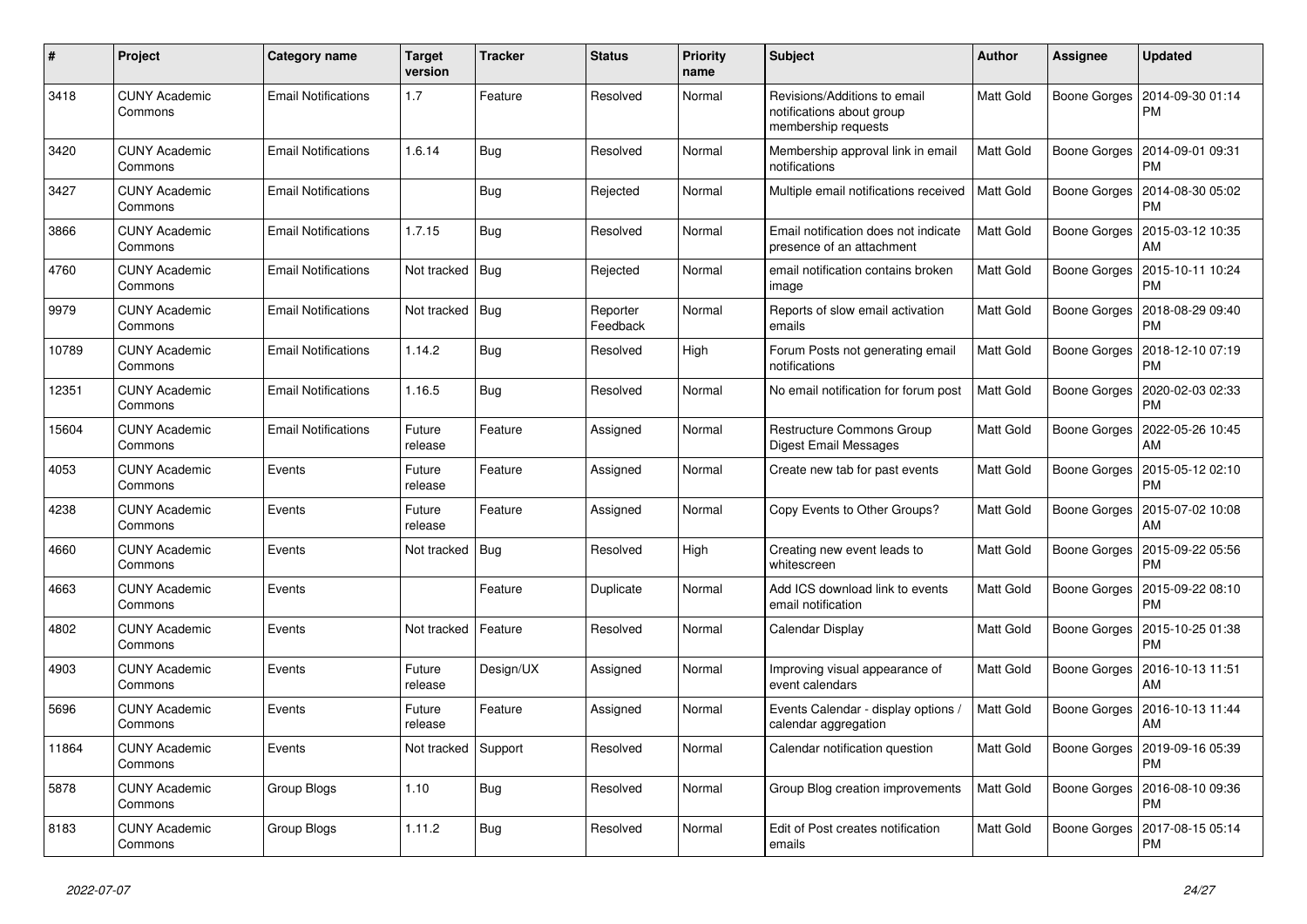| # | Project | Category name | Target version | Tracker | Status | Priority name | Subject | Author | Assignee | Updated |
|---|---|---|---|---|---|---|---|---|---|---|
| 3418 | CUNY Academic Commons | Email Notifications | 1.7 | Feature | Resolved | Normal | Revisions/Additions to email notifications about group membership requests | Matt Gold | Boone Gorges | 2014-09-30 01:14 PM |
| 3420 | CUNY Academic Commons | Email Notifications | 1.6.14 | Bug | Resolved | Normal | Membership approval link in email notifications | Matt Gold | Boone Gorges | 2014-09-01 09:31 PM |
| 3427 | CUNY Academic Commons | Email Notifications | | Bug | Rejected | Normal | Multiple email notifications received | Matt Gold | Boone Gorges | 2014-08-30 05:02 PM |
| 3866 | CUNY Academic Commons | Email Notifications | 1.7.15 | Bug | Resolved | Normal | Email notification does not indicate presence of an attachment | Matt Gold | Boone Gorges | 2015-03-12 10:35 AM |
| 4760 | CUNY Academic Commons | Email Notifications | Not tracked | Bug | Rejected | Normal | email notification contains broken image | Matt Gold | Boone Gorges | 2015-10-11 10:24 PM |
| 9979 | CUNY Academic Commons | Email Notifications | Not tracked | Bug | Reporter Feedback | Normal | Reports of slow email activation emails | Matt Gold | Boone Gorges | 2018-08-29 09:40 PM |
| 10789 | CUNY Academic Commons | Email Notifications | 1.14.2 | Bug | Resolved | High | Forum Posts not generating email notifications | Matt Gold | Boone Gorges | 2018-12-10 07:19 PM |
| 12351 | CUNY Academic Commons | Email Notifications | 1.16.5 | Bug | Resolved | Normal | No email notification for forum post | Matt Gold | Boone Gorges | 2020-02-03 02:33 PM |
| 15604 | CUNY Academic Commons | Email Notifications | Future release | Feature | Assigned | Normal | Restructure Commons Group Digest Email Messages | Matt Gold | Boone Gorges | 2022-05-26 10:45 AM |
| 4053 | CUNY Academic Commons | Events | Future release | Feature | Assigned | Normal | Create new tab for past events | Matt Gold | Boone Gorges | 2015-05-12 02:10 PM |
| 4238 | CUNY Academic Commons | Events | Future release | Feature | Assigned | Normal | Copy Events to Other Groups? | Matt Gold | Boone Gorges | 2015-07-02 10:08 AM |
| 4660 | CUNY Academic Commons | Events | Not tracked | Bug | Resolved | High | Creating new event leads to whitescreen | Matt Gold | Boone Gorges | 2015-09-22 05:56 PM |
| 4663 | CUNY Academic Commons | Events | | Feature | Duplicate | Normal | Add ICS download link to events email notification | Matt Gold | Boone Gorges | 2015-09-22 08:10 PM |
| 4802 | CUNY Academic Commons | Events | Not tracked | Feature | Resolved | Normal | Calendar Display | Matt Gold | Boone Gorges | 2015-10-25 01:38 PM |
| 4903 | CUNY Academic Commons | Events | Future release | Design/UX | Assigned | Normal | Improving visual appearance of event calendars | Matt Gold | Boone Gorges | 2016-10-13 11:51 AM |
| 5696 | CUNY Academic Commons | Events | Future release | Feature | Assigned | Normal | Events Calendar - display options / calendar aggregation | Matt Gold | Boone Gorges | 2016-10-13 11:44 AM |
| 11864 | CUNY Academic Commons | Events | Not tracked | Support | Resolved | Normal | Calendar notification question | Matt Gold | Boone Gorges | 2019-09-16 05:39 PM |
| 5878 | CUNY Academic Commons | Group Blogs | 1.10 | Bug | Resolved | Normal | Group Blog creation improvements | Matt Gold | Boone Gorges | 2016-08-10 09:36 PM |
| 8183 | CUNY Academic Commons | Group Blogs | 1.11.2 | Bug | Resolved | Normal | Edit of Post creates notification emails | Matt Gold | Boone Gorges | 2017-08-15 05:14 PM |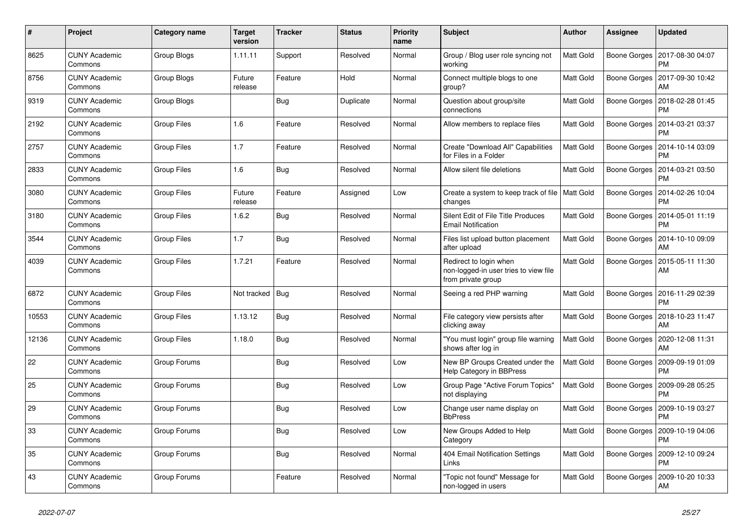| # | Project | Category name | Target version | Tracker | Status | Priority name | Subject | Author | Assignee | Updated |
|---|---|---|---|---|---|---|---|---|---|---|
| 8625 | CUNY Academic Commons | Group Blogs | 1.11.11 | Support | Resolved | Normal | Group / Blog user role syncing not working | Matt Gold | Boone Gorges | 2017-08-30 04:07 PM |
| 8756 | CUNY Academic Commons | Group Blogs | Future release | Feature | Hold | Normal | Connect multiple blogs to one group? | Matt Gold | Boone Gorges | 2017-09-30 10:42 AM |
| 9319 | CUNY Academic Commons | Group Blogs | | Bug | Duplicate | Normal | Question about group/site connections | Matt Gold | Boone Gorges | 2018-02-28 01:45 PM |
| 2192 | CUNY Academic Commons | Group Files | 1.6 | Feature | Resolved | Normal | Allow members to replace files | Matt Gold | Boone Gorges | 2014-03-21 03:37 PM |
| 2757 | CUNY Academic Commons | Group Files | 1.7 | Feature | Resolved | Normal | Create "Download All" Capabilities for Files in a Folder | Matt Gold | Boone Gorges | 2014-10-14 03:09 PM |
| 2833 | CUNY Academic Commons | Group Files | 1.6 | Bug | Resolved | Normal | Allow silent file deletions | Matt Gold | Boone Gorges | 2014-03-21 03:50 PM |
| 3080 | CUNY Academic Commons | Group Files | Future release | Feature | Assigned | Low | Create a system to keep track of file changes | Matt Gold | Boone Gorges | 2014-02-26 10:04 PM |
| 3180 | CUNY Academic Commons | Group Files | 1.6.2 | Bug | Resolved | Normal | Silent Edit of File Title Produces Email Notification | Matt Gold | Boone Gorges | 2014-05-01 11:19 PM |
| 3544 | CUNY Academic Commons | Group Files | 1.7 | Bug | Resolved | Normal | Files list upload button placement after upload | Matt Gold | Boone Gorges | 2014-10-10 09:09 AM |
| 4039 | CUNY Academic Commons | Group Files | 1.7.21 | Feature | Resolved | Normal | Redirect to login when non-logged-in user tries to view file from private group | Matt Gold | Boone Gorges | 2015-05-11 11:30 AM |
| 6872 | CUNY Academic Commons | Group Files | Not tracked | Bug | Resolved | Normal | Seeing a red PHP warning | Matt Gold | Boone Gorges | 2016-11-29 02:39 PM |
| 10553 | CUNY Academic Commons | Group Files | 1.13.12 | Bug | Resolved | Normal | File category view persists after clicking away | Matt Gold | Boone Gorges | 2018-10-23 11:47 AM |
| 12136 | CUNY Academic Commons | Group Files | 1.18.0 | Bug | Resolved | Normal | "You must login" group file warning shows after log in | Matt Gold | Boone Gorges | 2020-12-08 11:31 AM |
| 22 | CUNY Academic Commons | Group Forums | | Bug | Resolved | Low | New BP Groups Created under the Help Category in BBPress | Matt Gold | Boone Gorges | 2009-09-19 01:09 PM |
| 25 | CUNY Academic Commons | Group Forums | | Bug | Resolved | Low | Group Page "Active Forum Topics" not displaying | Matt Gold | Boone Gorges | 2009-09-28 05:25 PM |
| 29 | CUNY Academic Commons | Group Forums | | Bug | Resolved | Low | Change user name display on BbPress | Matt Gold | Boone Gorges | 2009-10-19 03:27 PM |
| 33 | CUNY Academic Commons | Group Forums | | Bug | Resolved | Low | New Groups Added to Help Category | Matt Gold | Boone Gorges | 2009-10-19 04:06 PM |
| 35 | CUNY Academic Commons | Group Forums | | Bug | Resolved | Normal | 404 Email Notification Settings Links | Matt Gold | Boone Gorges | 2009-12-10 09:24 PM |
| 43 | CUNY Academic Commons | Group Forums | | Feature | Resolved | Normal | "Topic not found" Message for non-logged in users | Matt Gold | Boone Gorges | 2009-10-20 10:33 AM |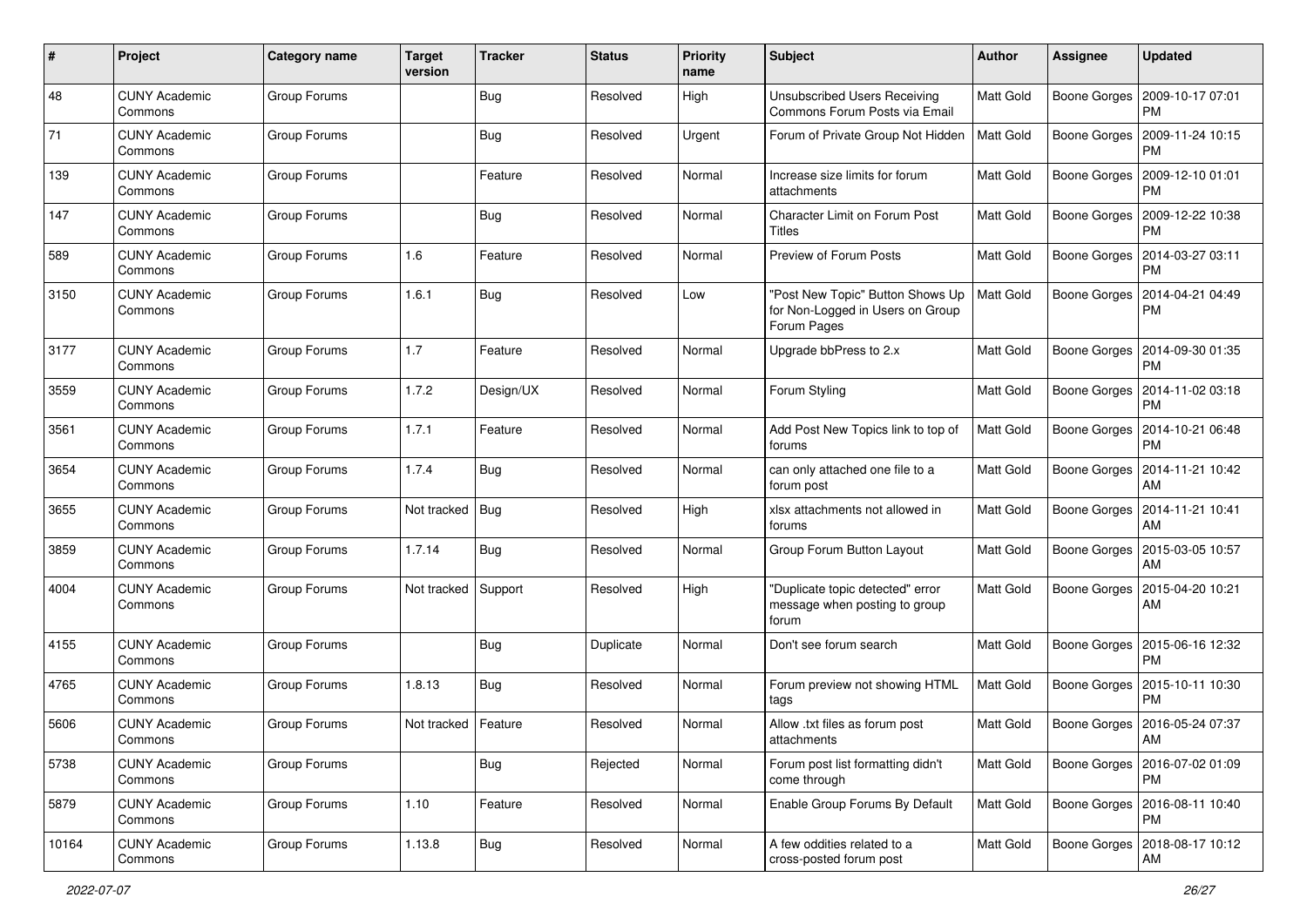| # | Project | Category name | Target version | Tracker | Status | Priority name | Subject | Author | Assignee | Updated |
|---|---|---|---|---|---|---|---|---|---|---|
| 48 | CUNY Academic Commons | Group Forums | | Bug | Resolved | High | Unsubscribed Users Receiving Commons Forum Posts via Email | Matt Gold | Boone Gorges | 2009-10-17 07:01 PM |
| 71 | CUNY Academic Commons | Group Forums | | Bug | Resolved | Urgent | Forum of Private Group Not Hidden | Matt Gold | Boone Gorges | 2009-11-24 10:15 PM |
| 139 | CUNY Academic Commons | Group Forums | | Feature | Resolved | Normal | Increase size limits for forum attachments | Matt Gold | Boone Gorges | 2009-12-10 01:01 PM |
| 147 | CUNY Academic Commons | Group Forums | | Bug | Resolved | Normal | Character Limit on Forum Post Titles | Matt Gold | Boone Gorges | 2009-12-22 10:38 PM |
| 589 | CUNY Academic Commons | Group Forums | 1.6 | Feature | Resolved | Normal | Preview of Forum Posts | Matt Gold | Boone Gorges | 2014-03-27 03:11 PM |
| 3150 | CUNY Academic Commons | Group Forums | 1.6.1 | Bug | Resolved | Low | "Post New Topic" Button Shows Up for Non-Logged in Users on Group Forum Pages | Matt Gold | Boone Gorges | 2014-04-21 04:49 PM |
| 3177 | CUNY Academic Commons | Group Forums | 1.7 | Feature | Resolved | Normal | Upgrade bbPress to 2.x | Matt Gold | Boone Gorges | 2014-09-30 01:35 PM |
| 3559 | CUNY Academic Commons | Group Forums | 1.7.2 | Design/UX | Resolved | Normal | Forum Styling | Matt Gold | Boone Gorges | 2014-11-02 03:18 PM |
| 3561 | CUNY Academic Commons | Group Forums | 1.7.1 | Feature | Resolved | Normal | Add Post New Topics link to top of forums | Matt Gold | Boone Gorges | 2014-10-21 06:48 PM |
| 3654 | CUNY Academic Commons | Group Forums | 1.7.4 | Bug | Resolved | Normal | can only attached one file to a forum post | Matt Gold | Boone Gorges | 2014-11-21 10:42 AM |
| 3655 | CUNY Academic Commons | Group Forums | Not tracked | Bug | Resolved | High | xlsx attachments not allowed in forums | Matt Gold | Boone Gorges | 2014-11-21 10:41 AM |
| 3859 | CUNY Academic Commons | Group Forums | 1.7.14 | Bug | Resolved | Normal | Group Forum Button Layout | Matt Gold | Boone Gorges | 2015-03-05 10:57 AM |
| 4004 | CUNY Academic Commons | Group Forums | Not tracked | Support | Resolved | High | "Duplicate topic detected" error message when posting to group forum | Matt Gold | Boone Gorges | 2015-04-20 10:21 AM |
| 4155 | CUNY Academic Commons | Group Forums | | Bug | Duplicate | Normal | Don't see forum search | Matt Gold | Boone Gorges | 2015-06-16 12:32 PM |
| 4765 | CUNY Academic Commons | Group Forums | 1.8.13 | Bug | Resolved | Normal | Forum preview not showing HTML tags | Matt Gold | Boone Gorges | 2015-10-11 10:30 PM |
| 5606 | CUNY Academic Commons | Group Forums | Not tracked | Feature | Resolved | Normal | Allow .txt files as forum post attachments | Matt Gold | Boone Gorges | 2016-05-24 07:37 AM |
| 5738 | CUNY Academic Commons | Group Forums | | Bug | Rejected | Normal | Forum post list formatting didn't come through | Matt Gold | Boone Gorges | 2016-07-02 01:09 PM |
| 5879 | CUNY Academic Commons | Group Forums | 1.10 | Feature | Resolved | Normal | Enable Group Forums By Default | Matt Gold | Boone Gorges | 2016-08-11 10:40 PM |
| 10164 | CUNY Academic Commons | Group Forums | 1.13.8 | Bug | Resolved | Normal | A few oddities related to a cross-posted forum post | Matt Gold | Boone Gorges | 2018-08-17 10:12 AM |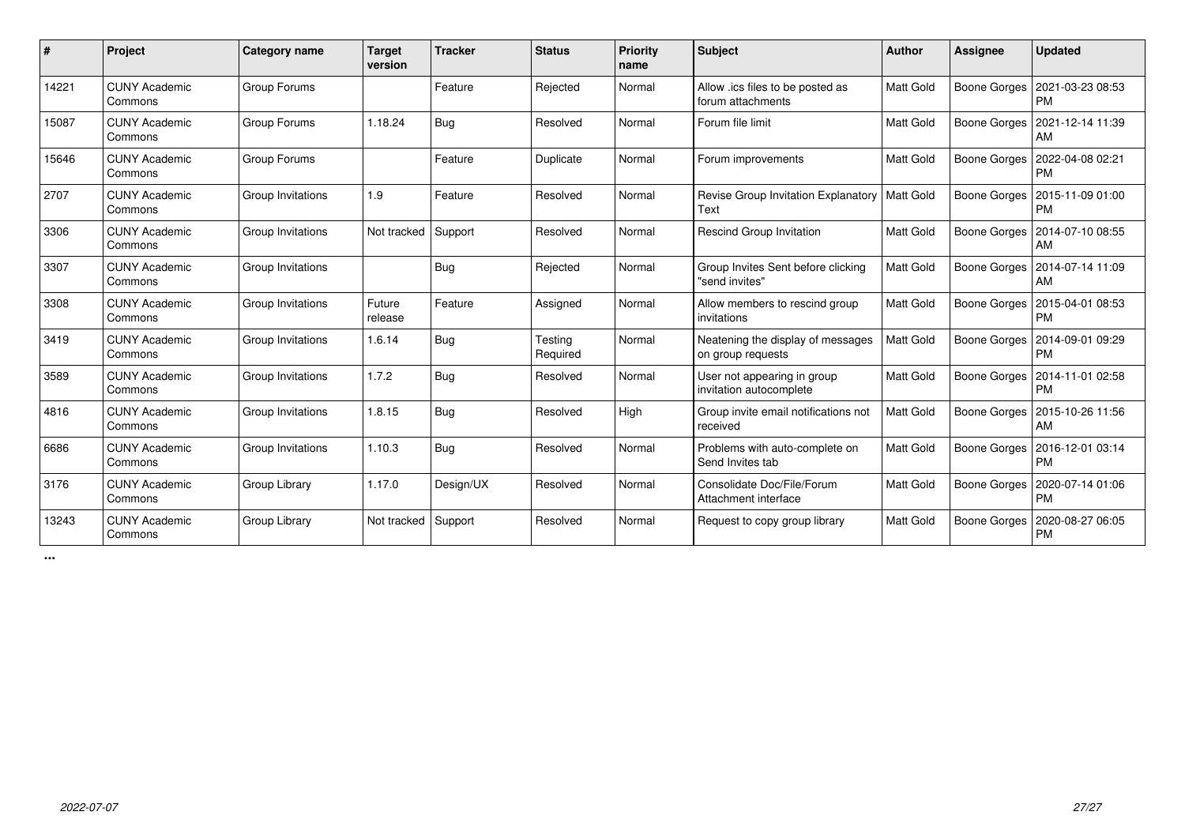| # | Project | Category name | Target version | Tracker | Status | Priority name | Subject | Author | Assignee | Updated |
|---|---|---|---|---|---|---|---|---|---|---|
| 14221 | CUNY Academic Commons | Group Forums | | Feature | Rejected | Normal | Allow .ics files to be posted as forum attachments | Matt Gold | Boone Gorges | 2021-03-23 08:53 PM |
| 15087 | CUNY Academic Commons | Group Forums | 1.18.24 | Bug | Resolved | Normal | Forum file limit | Matt Gold | Boone Gorges | 2021-12-14 11:39 AM |
| 15646 | CUNY Academic Commons | Group Forums | | Feature | Duplicate | Normal | Forum improvements | Matt Gold | Boone Gorges | 2022-04-08 02:21 PM |
| 2707 | CUNY Academic Commons | Group Invitations | 1.9 | Feature | Resolved | Normal | Revise Group Invitation Explanatory Text | Matt Gold | Boone Gorges | 2015-11-09 01:00 PM |
| 3306 | CUNY Academic Commons | Group Invitations | Not tracked | Support | Resolved | Normal | Rescind Group Invitation | Matt Gold | Boone Gorges | 2014-07-10 08:55 AM |
| 3307 | CUNY Academic Commons | Group Invitations | | Bug | Rejected | Normal | Group Invites Sent before clicking "send invites" | Matt Gold | Boone Gorges | 2014-07-14 11:09 AM |
| 3308 | CUNY Academic Commons | Group Invitations | Future release | Feature | Assigned | Normal | Allow members to rescind group invitations | Matt Gold | Boone Gorges | 2015-04-01 08:53 PM |
| 3419 | CUNY Academic Commons | Group Invitations | 1.6.14 | Bug | Testing Required | Normal | Neatening the display of messages on group requests | Matt Gold | Boone Gorges | 2014-09-01 09:29 PM |
| 3589 | CUNY Academic Commons | Group Invitations | 1.7.2 | Bug | Resolved | Normal | User not appearing in group invitation autocomplete | Matt Gold | Boone Gorges | 2014-11-01 02:58 PM |
| 4816 | CUNY Academic Commons | Group Invitations | 1.8.15 | Bug | Resolved | High | Group invite email notifications not received | Matt Gold | Boone Gorges | 2015-10-26 11:56 AM |
| 6686 | CUNY Academic Commons | Group Invitations | 1.10.3 | Bug | Resolved | Normal | Problems with auto-complete on Send Invites tab | Matt Gold | Boone Gorges | 2016-12-01 03:14 PM |
| 3176 | CUNY Academic Commons | Group Library | 1.17.0 | Design/UX | Resolved | Normal | Consolidate Doc/File/Forum Attachment interface | Matt Gold | Boone Gorges | 2020-07-14 01:06 PM |
| 13243 | CUNY Academic Commons | Group Library | Not tracked | Support | Resolved | Normal | Request to copy group library | Matt Gold | Boone Gorges | 2020-08-27 06:05 PM |

...